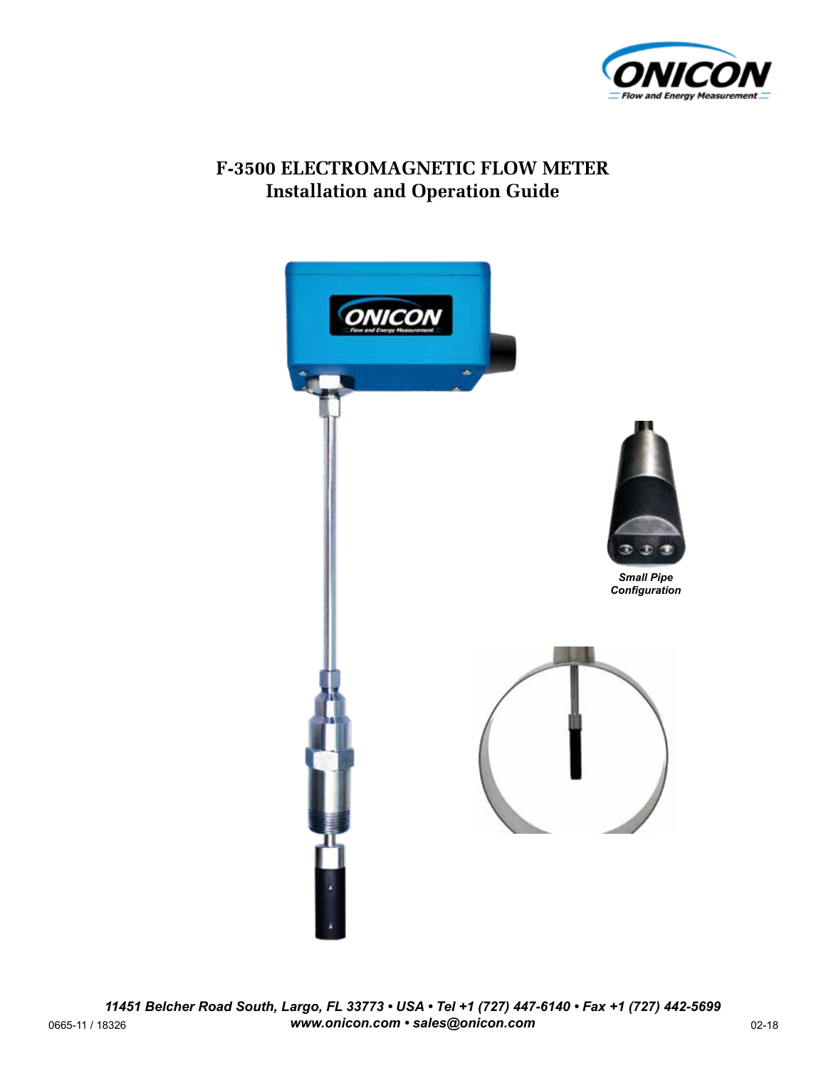# F-3500 ELECTROMAGNETIC FLOW METER
## Installation and Operation Guide

*Small Pipe Configuration*

*11451 Belcher Road South, Largo, FL 33773 • USA • Tel +1 (727) 447-6140 • Fax +1 (727) 442-5699*
*www.onicon.com • sales@onicon.com*

0665-11 / 18326

02-18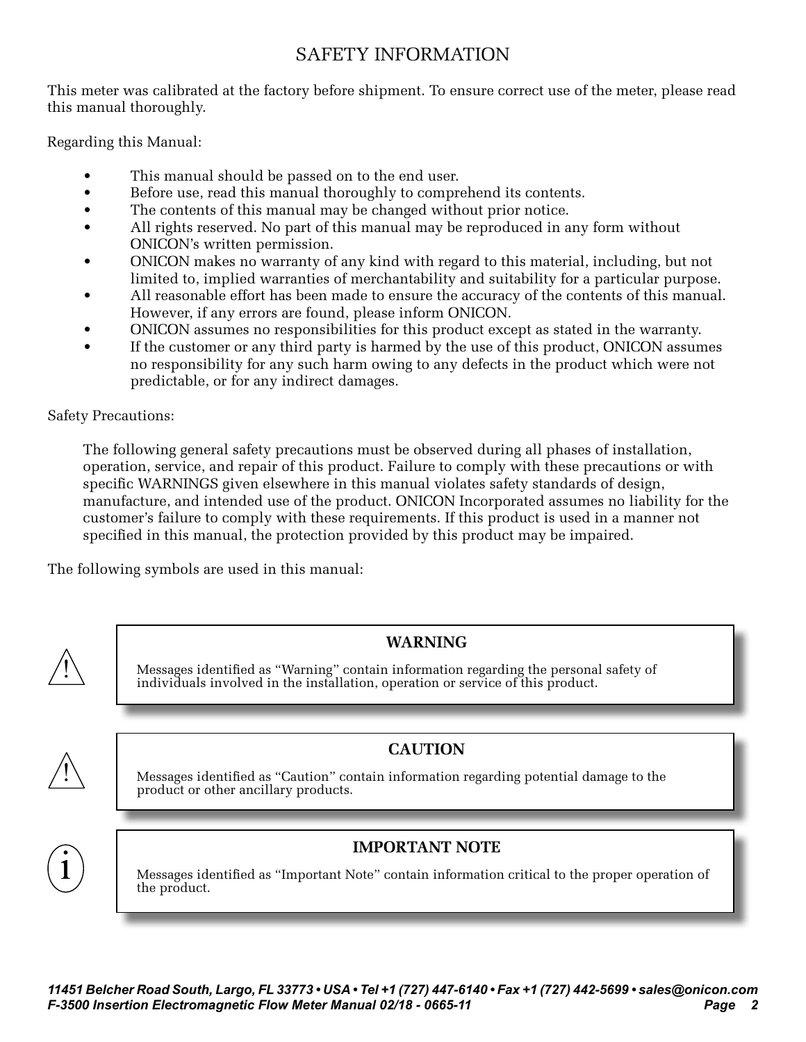# SAFETY INFORMATION

This meter was calibrated at the factory before shipment. To ensure correct use of the meter, please read this manual thoroughly.

Regarding this Manual:

- This manual should be passed on to the end user.
- Before use, read this manual thoroughly to comprehend its contents.
- The contents of this manual may be changed without prior notice.
- All rights reserved. No part of this manual may be reproduced in any form without ONICON's written permission.
- ONICON makes no warranty of any kind with regard to this material, including, but not limited to, implied warranties of merchantability and suitability for a particular purpose.
- All reasonable effort has been made to ensure the accuracy of the contents of this manual. However, if any errors are found, please inform ONICON.
- ONICON assumes no responsibilities for this product except as stated in the warranty.
- If the customer or any third party is harmed by the use of this product, ONICON assumes no responsibility for any such harm owing to any defects in the product which were not predictable, or for any indirect damages.

Safety Precautions:

The following general safety precautions must be observed during all phases of installation, operation, service, and repair of this product. Failure to comply with these precautions or with specific WARNINGS given elsewhere in this manual violates safety standards of design, manufacture, and intended use of the product. ONICON Incorporated assumes no liability for the customer's failure to comply with these requirements. If this product is used in a manner not specified in this manual, the protection provided by this product may be impaired.

The following symbols are used in this manual:

**WARNING**

Messages identified as "Warning" contain information regarding the personal safety of individuals involved in the installation, operation or service of this product.

**CAUTION**

Messages identified as "Caution" contain information regarding potential damage to the product or other ancillary products.

**IMPORTANT NOTE**

Messages identified as "Important Note" contain information critical to the proper operation of the product.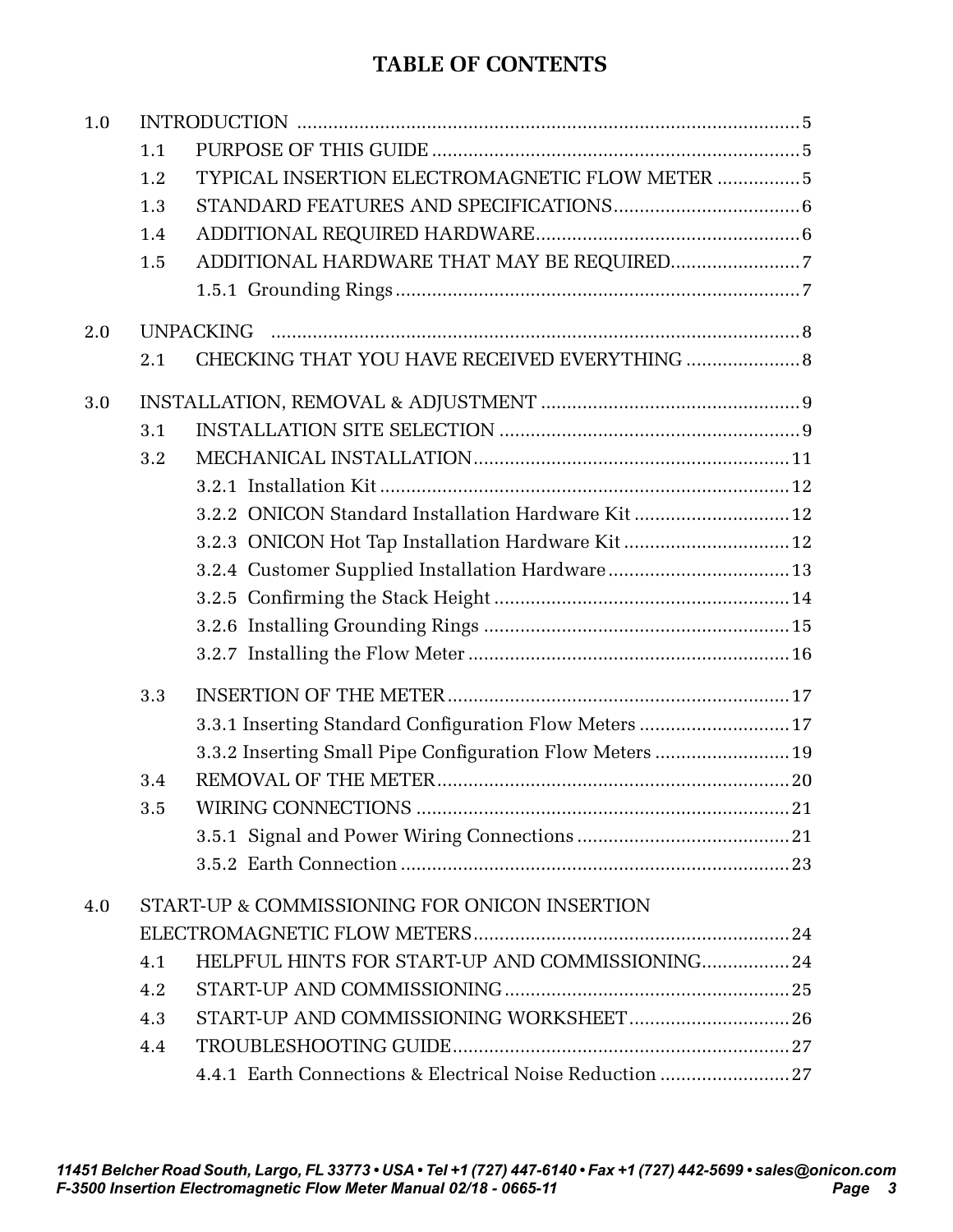# TABLE OF CONTENTS

1.0 INTRODUCTION ..... 5
- 1.1 PURPOSE OF THIS GUIDE ..... 5
- 1.2 TYPICAL INSERTION ELECTROMAGNETIC FLOW METER ..... 5
- 1.3 STANDARD FEATURES AND SPECIFICATIONS ..... 6
- 1.4 ADDITIONAL REQUIRED HARDWARE ..... 6
- 1.5 ADDITIONAL HARDWARE THAT MAY BE REQUIRED ..... 7
  - 1.5.1 Grounding Rings ..... 7

2.0 UNPACKING ..... 8
- 2.1 CHECKING THAT YOU HAVE RECEIVED EVERYTHING ..... 8

3.0 INSTALLATION, REMOVAL & ADJUSTMENT ..... 9
- 3.1 INSTALLATION SITE SELECTION ..... 9
- 3.2 MECHANICAL INSTALLATION ..... 11
  - 3.2.1 Installation Kit ..... 12
  - 3.2.2 ONICON Standard Installation Hardware Kit ..... 12
  - 3.2.3 ONICON Hot Tap Installation Hardware Kit ..... 12
  - 3.2.4 Customer Supplied Installation Hardware ..... 13
  - 3.2.5 Confirming the Stack Height ..... 14
  - 3.2.6 Installing Grounding Rings ..... 15
  - 3.2.7 Installing the Flow Meter ..... 16
- 3.3 INSERTION OF THE METER ..... 17
  - 3.3.1 Inserting Standard Configuration Flow Meters ..... 17
  - 3.3.2 Inserting Small Pipe Configuration Flow Meters ..... 19
- 3.4 REMOVAL OF THE METER ..... 20
- 3.5 WIRING CONNECTIONS ..... 21
  - 3.5.1 Signal and Power Wiring Connections ..... 21
  - 3.5.2 Earth Connection ..... 23

4.0 START-UP & COMMISSIONING FOR ONICON INSERTION ELECTROMAGNETIC FLOW METERS ..... 24
- 4.1 HELPFUL HINTS FOR START-UP AND COMMISSIONING ..... 24
- 4.2 START-UP AND COMMISSIONING ..... 25
- 4.3 START-UP AND COMMISSIONING WORKSHEET ..... 26
- 4.4 TROUBLESHOOTING GUIDE ..... 27
  - 4.4.1 Earth Connections & Electrical Noise Reduction ..... 27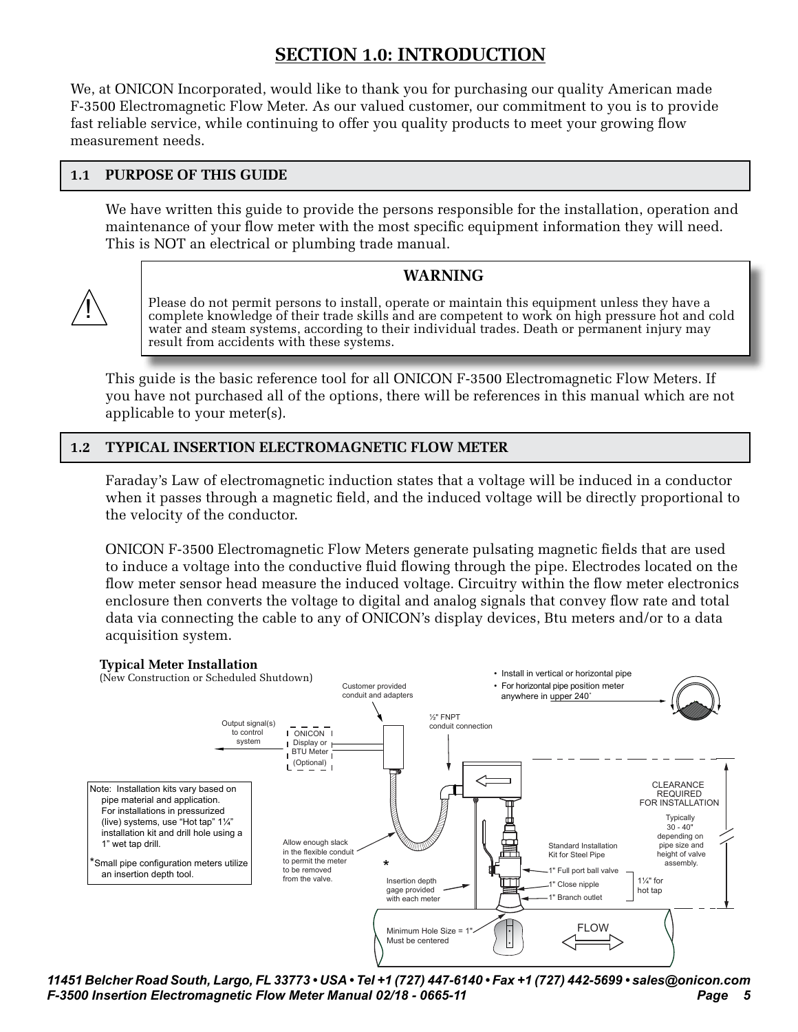# SECTION 1.0: INTRODUCTION

We, at ONICON Incorporated, would like to thank you for purchasing our quality American made F-3500 Electromagnetic Flow Meter. As our valued customer, our commitment to you is to provide fast reliable service, while continuing to offer you quality products to meet your growing flow measurement needs.

## 1.1 PURPOSE OF THIS GUIDE

We have written this guide to provide the persons responsible for the installation, operation and maintenance of your flow meter with the most specific equipment information they will need. This is NOT an electrical or plumbing trade manual.

**WARNING**

Please do not permit persons to install, operate or maintain this equipment unless they have a complete knowledge of their trade skills and are competent to work on high pressure hot and cold water and steam systems, according to their individual trades. Death or permanent injury may result from accidents with these systems.

This guide is the basic reference tool for all ONICON F-3500 Electromagnetic Flow Meters. If you have not purchased all of the options, there will be references in this manual which are not applicable to your meter(s).

## 1.2 TYPICAL INSERTION ELECTROMAGNETIC FLOW METER

Faraday's Law of electromagnetic induction states that a voltage will be induced in a conductor when it passes through a magnetic field, and the induced voltage will be directly proportional to the velocity of the conductor.

ONICON F-3500 Electromagnetic Flow Meters generate pulsating magnetic fields that are used to induce a voltage into the conductive fluid flowing through the pipe. Electrodes located on the flow meter sensor head measure the induced voltage. Circuitry within the flow meter electronics enclosure then converts the voltage to digital and analog signals that convey flow rate and total data via connecting the cable to any of ONICON's display devices, Btu meters and/or to a data acquisition system.

**Typical Meter Installation**
(New Construction or Scheduled Shutdown)

- Install in vertical or horizontal pipe
- For horizontal pipe position meter anywhere in upper 240˚

Customer provided conduit and adapters

½" FNPT conduit connection

Output signal(s) to control system

ONICON Display or BTU Meter (Optional)

Note: Installation kits vary based on pipe material and application. For installations in pressurized (live) systems, use "Hot tap" 1¼" installation kit and drill hole using a 1" wet tap drill.

*Small pipe configuration meters utilize an insertion depth tool.

Allow enough slack in the flexible conduit to permit the meter to be removed from the valve.

Insertion depth gage provided with each meter

Standard Installation Kit for Steel Pipe

1" Full port ball valve

1" Close nipple

1" Branch outlet

1¼" for hot tap

CLEARANCE REQUIRED FOR INSTALLATION

Typically 30 - 40" depending on pipe size and height of valve assembly.

Minimum Hole Size = 1" Must be centered

FLOW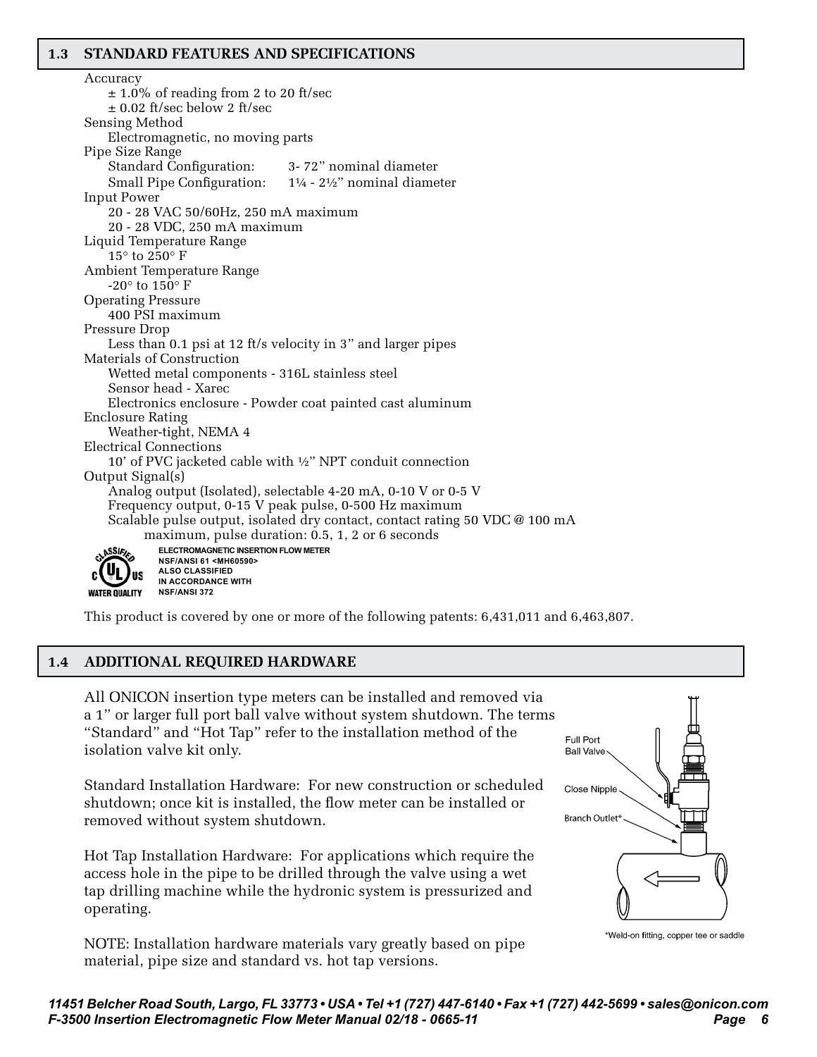## 1.3 STANDARD FEATURES AND SPECIFICATIONS

Accuracy
- ± 1.0% of reading from 2 to 20 ft/sec
- ± 0.02 ft/sec below 2 ft/sec

Sensing Method
- Electromagnetic, no moving parts

Pipe Size Range
- Standard Configuration: 3- 72” nominal diameter
- Small Pipe Configuration: 1¼ - 2½” nominal diameter

Input Power
- 20 - 28 VAC 50/60Hz, 250 mA maximum
- 20 - 28 VDC, 250 mA maximum

Liquid Temperature Range
- 15° to 250° F

Ambient Temperature Range
- -20° to 150° F

Operating Pressure
- 400 PSI maximum

Pressure Drop
- Less than 0.1 psi at 12 ft/s velocity in 3” and larger pipes

Materials of Construction
- Wetted metal components - 316L stainless steel
- Sensor head - Xarec
- Electronics enclosure - Powder coat painted cast aluminum

Enclosure Rating
- Weather-tight, NEMA 4

Electrical Connections
- 10’ of PVC jacketed cable with ½” NPT conduit connection

Output Signal(s)
- Analog output (Isolated), selectable 4-20 mA, 0-10 V or 0-5 V
- Frequency output, 0-15 V peak pulse, 0-500 Hz maximum
- Scalable pulse output, isolated dry contact, contact rating 50 VDC @ 100 mA maximum, pulse duration: 0.5, 1, 2 or 6 seconds

CLASSIFIED c UL US WATER QUALITY
ELECTROMAGNETIC INSERTION FLOW METER
NSF/ANSI 61 <MH60590>
ALSO CLASSIFIED
IN ACCORDANCE WITH
NSF/ANSI 372

This product is covered by one or more of the following patents: 6,431,011 and 6,463,807.

## 1.4 ADDITIONAL REQUIRED HARDWARE

All ONICON insertion type meters can be installed and removed via a 1” or larger full port ball valve without system shutdown. The terms “Standard” and “Hot Tap” refer to the installation method of the isolation valve kit only.

Standard Installation Hardware: For new construction or scheduled shutdown; once kit is installed, the flow meter can be installed or removed without system shutdown.

Hot Tap Installation Hardware: For applications which require the access hole in the pipe to be drilled through the valve using a wet tap drilling machine while the hydronic system is pressurized and operating.

NOTE: Installation hardware materials vary greatly based on pipe material, pipe size and standard vs. hot tap versions.

Full Port Ball Valve
Close Nipple
Branch Outlet*

*Weld-on fitting, copper tee or saddle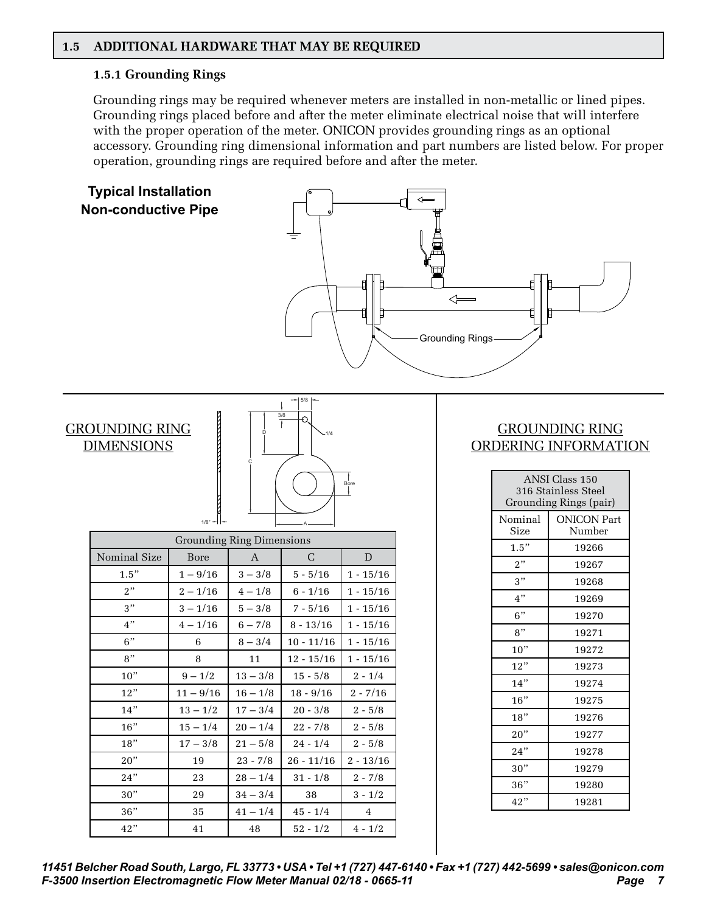## 1.5 ADDITIONAL HARDWARE THAT MAY BE REQUIRED

### 1.5.1 Grounding Rings

Grounding rings may be required whenever meters are installed in non-metallic or lined pipes. Grounding rings placed before and after the meter eliminate electrical noise that will interfere with the proper operation of the meter. ONICON provides grounding rings as an optional accessory. Grounding ring dimensional information and part numbers are listed below. For proper operation, grounding rings are required before and after the meter.

**Typical Installation Non-conductive Pipe**

Grounding Rings

GROUNDING RING DIMENSIONS

| Grounding Ring Dimensions | | | | |
|---|---|---|---|---|
| Nominal Size | Bore | A | C | D |
| 1.5" | 1 – 9/16 | 3 – 3/8 | 5 - 5/16 | 1 - 15/16 |
| 2" | 2 – 1/16 | 4 – 1/8 | 6 - 1/16 | 1 - 15/16 |
| 3" | 3 – 1/16 | 5 – 3/8 | 7 - 5/16 | 1 - 15/16 |
| 4" | 4 – 1/16 | 6 – 7/8 | 8 - 13/16 | 1 - 15/16 |
| 6" | 6 | 8 – 3/4 | 10 - 11/16 | 1 - 15/16 |
| 8" | 8 | 11 | 12 - 15/16 | 1 - 15/16 |
| 10" | 9 – 1/2 | 13 – 3/8 | 15 - 5/8 | 2 - 1/4 |
| 12" | 11 – 9/16 | 16 – 1/8 | 18 - 9/16 | 2 - 7/16 |
| 14" | 13 – 1/2 | 17 – 3/4 | 20 - 3/8 | 2 - 5/8 |
| 16" | 15 – 1/4 | 20 – 1/4 | 22 - 7/8 | 2 - 5/8 |
| 18" | 17 – 3/8 | 21 – 5/8 | 24 - 1/4 | 2 - 5/8 |
| 20" | 19 | 23 - 7/8 | 26 - 11/16 | 2 - 13/16 |
| 24" | 23 | 28 – 1/4 | 31 - 1/8 | 2 - 7/8 |
| 30" | 29 | 34 – 3/4 | 38 | 3 - 1/2 |
| 36" | 35 | 41 – 1/4 | 45 - 1/4 | 4 |
| 42" | 41 | 48 | 52 - 1/2 | 4 - 1/2 |

GROUNDING RING ORDERING INFORMATION

| ANSI Class 150 316 Stainless Steel Grounding Rings (pair) | |
|---|---|
| Nominal Size | ONICON Part Number |
| 1.5" | 19266 |
| 2" | 19267 |
| 3" | 19268 |
| 4" | 19269 |
| 6" | 19270 |
| 8" | 19271 |
| 10" | 19272 |
| 12" | 19273 |
| 14" | 19274 |
| 16" | 19275 |
| 18" | 19276 |
| 20" | 19277 |
| 24" | 19278 |
| 30" | 19279 |
| 36" | 19280 |
| 42" | 19281 |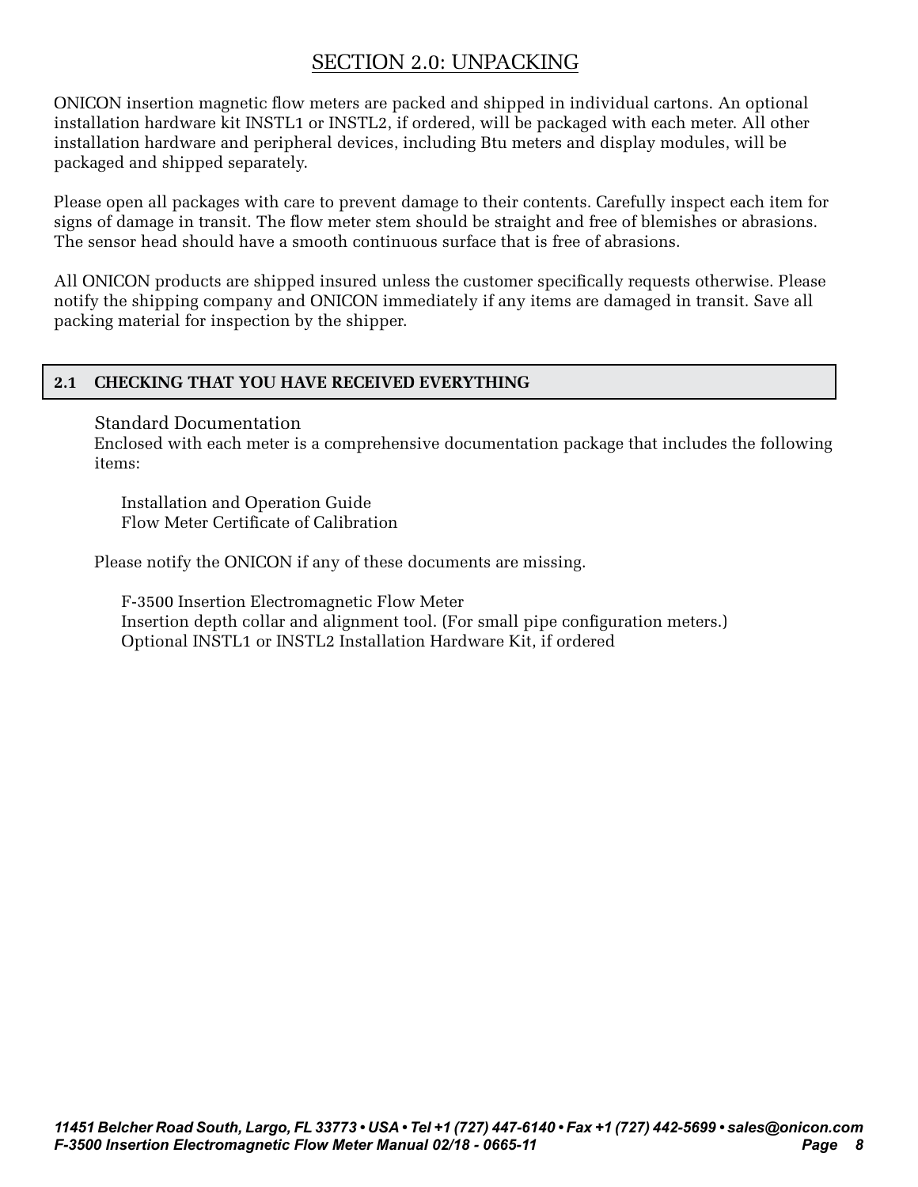# SECTION 2.0: UNPACKING

ONICON insertion magnetic flow meters are packed and shipped in individual cartons. An optional installation hardware kit INSTL1 or INSTL2, if ordered, will be packaged with each meter. All other installation hardware and peripheral devices, including Btu meters and display modules, will be packaged and shipped separately.

Please open all packages with care to prevent damage to their contents. Carefully inspect each item for signs of damage in transit. The flow meter stem should be straight and free of blemishes or abrasions. The sensor head should have a smooth continuous surface that is free of abrasions.

All ONICON products are shipped insured unless the customer specifically requests otherwise. Please notify the shipping company and ONICON immediately if any items are damaged in transit. Save all packing material for inspection by the shipper.

## 2.1 CHECKING THAT YOU HAVE RECEIVED EVERYTHING

Standard Documentation

Enclosed with each meter is a comprehensive documentation package that includes the following items:

Installation and Operation Guide
Flow Meter Certificate of Calibration

Please notify the ONICON if any of these documents are missing.

F-3500 Insertion Electromagnetic Flow Meter
Insertion depth collar and alignment tool. (For small pipe configuration meters.)
Optional INSTL1 or INSTL2 Installation Hardware Kit, if ordered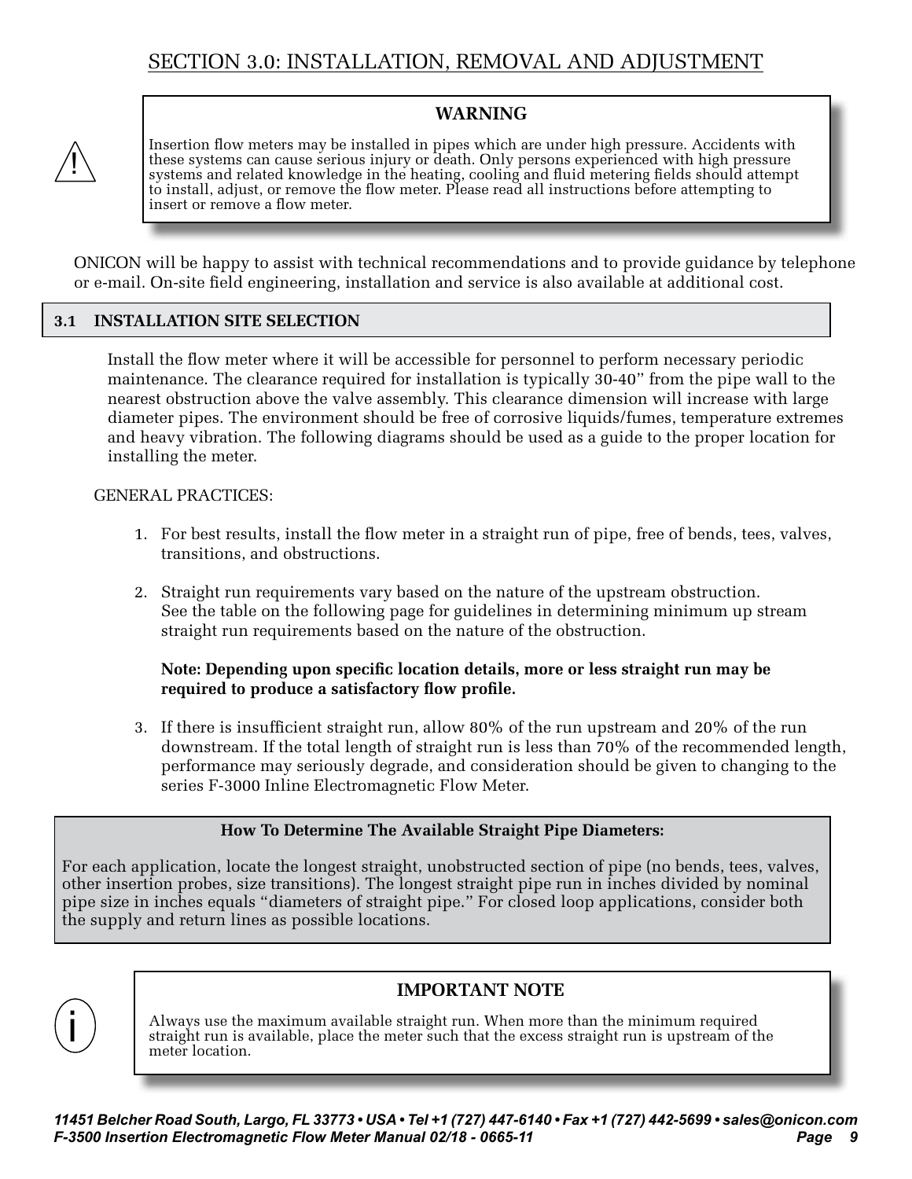# SECTION 3.0: INSTALLATION, REMOVAL AND ADJUSTMENT

**WARNING**

Insertion flow meters may be installed in pipes which are under high pressure. Accidents with these systems can cause serious injury or death. Only persons experienced with high pressure systems and related knowledge in the heating, cooling and fluid metering fields should attempt to install, adjust, or remove the flow meter. Please read all instructions before attempting to insert or remove a flow meter.

ONICON will be happy to assist with technical recommendations and to provide guidance by telephone or e-mail. On-site field engineering, installation and service is also available at additional cost.

## 3.1 INSTALLATION SITE SELECTION

Install the flow meter where it will be accessible for personnel to perform necessary periodic maintenance. The clearance required for installation is typically 30-40" from the pipe wall to the nearest obstruction above the valve assembly. This clearance dimension will increase with large diameter pipes. The environment should be free of corrosive liquids/fumes, temperature extremes and heavy vibration. The following diagrams should be used as a guide to the proper location for installing the meter.

GENERAL PRACTICES:

1. For best results, install the flow meter in a straight run of pipe, free of bends, tees, valves, transitions, and obstructions.

2. Straight run requirements vary based on the nature of the upstream obstruction. See the table on the following page for guidelines in determining minimum up stream straight run requirements based on the nature of the obstruction.

   **Note: Depending upon specific location details, more or less straight run may be required to produce a satisfactory flow profile.**

3. If there is insufficient straight run, allow 80% of the run upstream and 20% of the run downstream. If the total length of straight run is less than 70% of the recommended length, performance may seriously degrade, and consideration should be given to changing to the series F-3000 Inline Electromagnetic Flow Meter.

**How To Determine The Available Straight Pipe Diameters:**

For each application, locate the longest straight, unobstructed section of pipe (no bends, tees, valves, other insertion probes, size transitions). The longest straight pipe run in inches divided by nominal pipe size in inches equals "diameters of straight pipe." For closed loop applications, consider both the supply and return lines as possible locations.

**IMPORTANT NOTE**

Always use the maximum available straight run. When more than the minimum required straight run is available, place the meter such that the excess straight run is upstream of the meter location.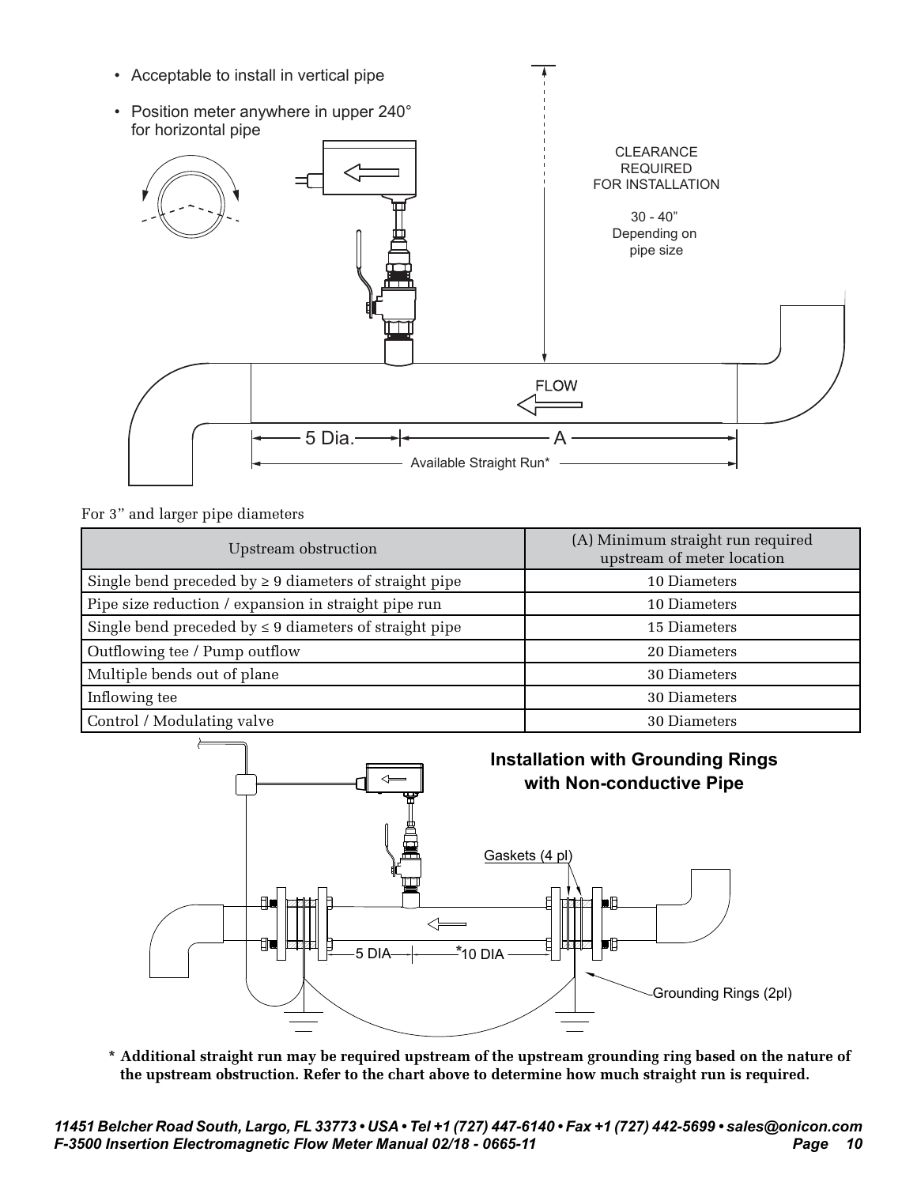- Acceptable to install in vertical pipe
- Position meter anywhere in upper 240° for horizontal pipe

CLEARANCE REQUIRED FOR INSTALLATION

30 - 40" Depending on pipe size

FLOW

5 Dia. | A

Available Straight Run*

For 3" and larger pipe diameters

| Upstream obstruction | (A) Minimum straight run required upstream of meter location |
|---|---|
| Single bend preceded by ≥ 9 diameters of straight pipe | 10 Diameters |
| Pipe size reduction / expansion in straight pipe run | 10 Diameters |
| Single bend preceded by ≤ 9 diameters of straight pipe | 15 Diameters |
| Outflowing tee / Pump outflow | 20 Diameters |
| Multiple bends out of plane | 30 Diameters |
| Inflowing tee | 30 Diameters |
| Control / Modulating valve | 30 Diameters |

**Installation with Grounding Rings with Non-conductive Pipe**

Gaskets (4 pl)

5 DIA | *10 DIA

Grounding Rings (2pl)

**\* Additional straight run may be required upstream of the upstream grounding ring based on the nature of the upstream obstruction. Refer to the chart above to determine how much straight run is required.**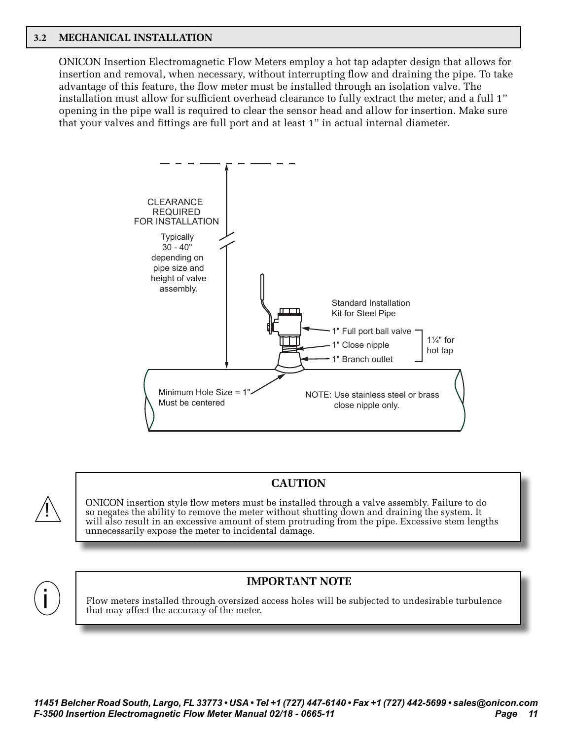## 3.2 MECHANICAL INSTALLATION

ONICON Insertion Electromagnetic Flow Meters employ a hot tap adapter design that allows for insertion and removal, when necessary, without interrupting flow and draining the pipe. To take advantage of this feature, the flow meter must be installed through an isolation valve. The installation must allow for sufficient overhead clearance to fully extract the meter, and a full 1" opening in the pipe wall is required to clear the sensor head and allow for insertion. Make sure that your valves and fittings are full port and at least 1" in actual internal diameter.

CLEARANCE REQUIRED FOR INSTALLATION

Typically 30 - 40" depending on pipe size and height of valve assembly.

Standard Installation Kit for Steel Pipe

1" Full port ball valve

1" Close nipple

1" Branch outlet

1¼" for hot tap

Minimum Hole Size = 1"
Must be centered

NOTE: Use stainless steel or brass close nipple only.

### CAUTION

ONICON insertion style flow meters must be installed through a valve assembly. Failure to do so negates the ability to remove the meter without shutting down and draining the system. It will also result in an excessive amount of stem protruding from the pipe. Excessive stem lengths unnecessarily expose the meter to incidental damage.

### IMPORTANT NOTE

Flow meters installed through oversized access holes will be subjected to undesirable turbulence that may affect the accuracy of the meter.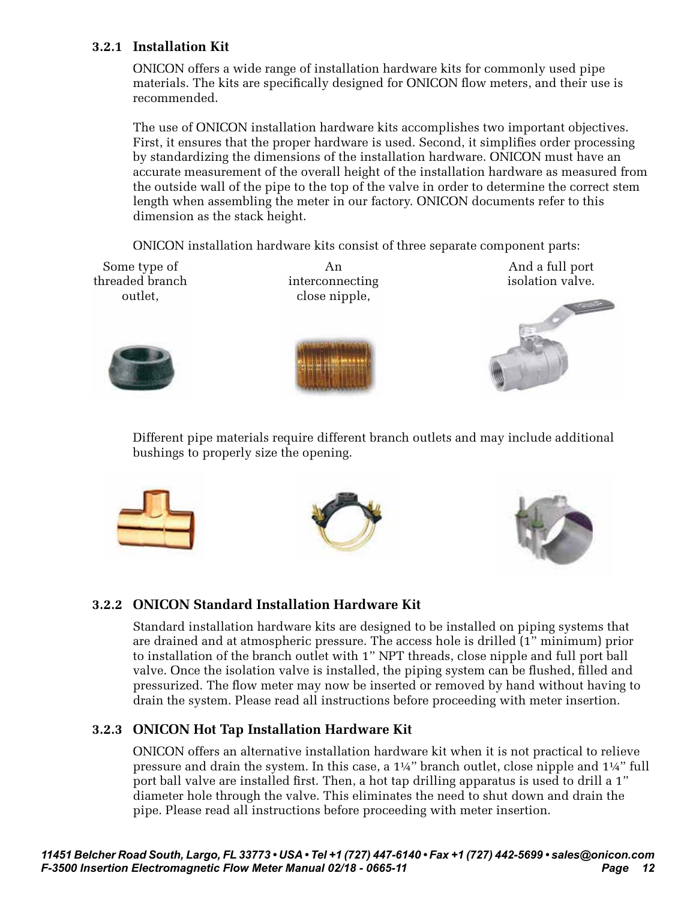### 3.2.1 Installation Kit

ONICON offers a wide range of installation hardware kits for commonly used pipe materials. The kits are specifically designed for ONICON flow meters, and their use is recommended.

The use of ONICON installation hardware kits accomplishes two important objectives. First, it ensures that the proper hardware is used. Second, it simplifies order processing by standardizing the dimensions of the installation hardware. ONICON must have an accurate measurement of the overall height of the installation hardware as measured from the outside wall of the pipe to the top of the valve in order to determine the correct stem length when assembling the meter in our factory. ONICON documents refer to this dimension as the stack height.

ONICON installation hardware kits consist of three separate component parts:

Some type of threaded branch outlet,

An interconnecting close nipple,

And a full port isolation valve.

Different pipe materials require different branch outlets and may include additional bushings to properly size the opening.

### 3.2.2 ONICON Standard Installation Hardware Kit

Standard installation hardware kits are designed to be installed on piping systems that are drained and at atmospheric pressure. The access hole is drilled (1" minimum) prior to installation of the branch outlet with 1" NPT threads, close nipple and full port ball valve. Once the isolation valve is installed, the piping system can be flushed, filled and pressurized. The flow meter may now be inserted or removed by hand without having to drain the system. Please read all instructions before proceeding with meter insertion.

### 3.2.3 ONICON Hot Tap Installation Hardware Kit

ONICON offers an alternative installation hardware kit when it is not practical to relieve pressure and drain the system. In this case, a 1¼" branch outlet, close nipple and 1¼" full port ball valve are installed first. Then, a hot tap drilling apparatus is used to drill a 1" diameter hole through the valve. This eliminates the need to shut down and drain the pipe. Please read all instructions before proceeding with meter insertion.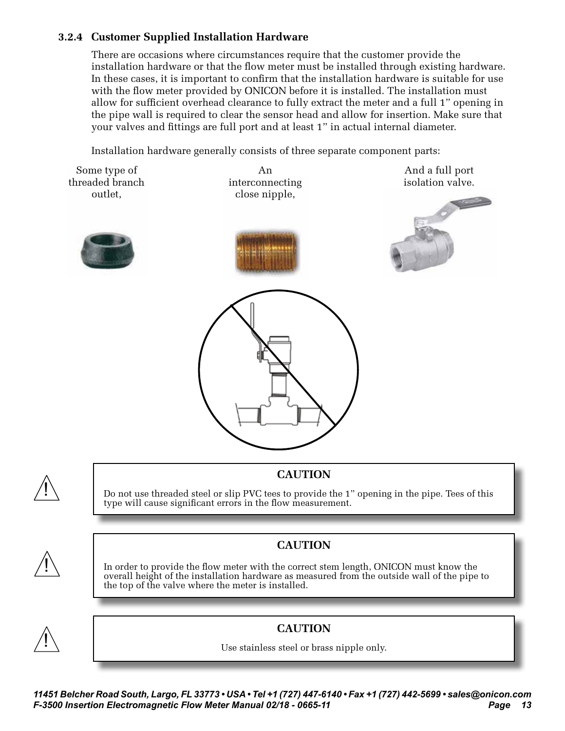### 3.2.4 Customer Supplied Installation Hardware

There are occasions where circumstances require that the customer provide the installation hardware or that the flow meter must be installed through existing hardware. In these cases, it is important to confirm that the installation hardware is suitable for use with the flow meter provided by ONICON before it is installed. The installation must allow for sufficient overhead clearance to fully extract the meter and a full 1" opening in the pipe wall is required to clear the sensor head and allow for insertion. Make sure that your valves and fittings are full port and at least 1" in actual internal diameter.

Installation hardware generally consists of three separate component parts:

Some type of threaded branch outlet,

An interconnecting close nipple,

And a full port isolation valve.

> **CAUTION**
>
> Do not use threaded steel or slip PVC tees to provide the 1" opening in the pipe. Tees of this type will cause significant errors in the flow measurement.

> **CAUTION**
>
> In order to provide the flow meter with the correct stem length, ONICON must know the overall height of the installation hardware as measured from the outside wall of the pipe to the top of the valve where the meter is installed.

> **CAUTION**
>
> Use stainless steel or brass nipple only.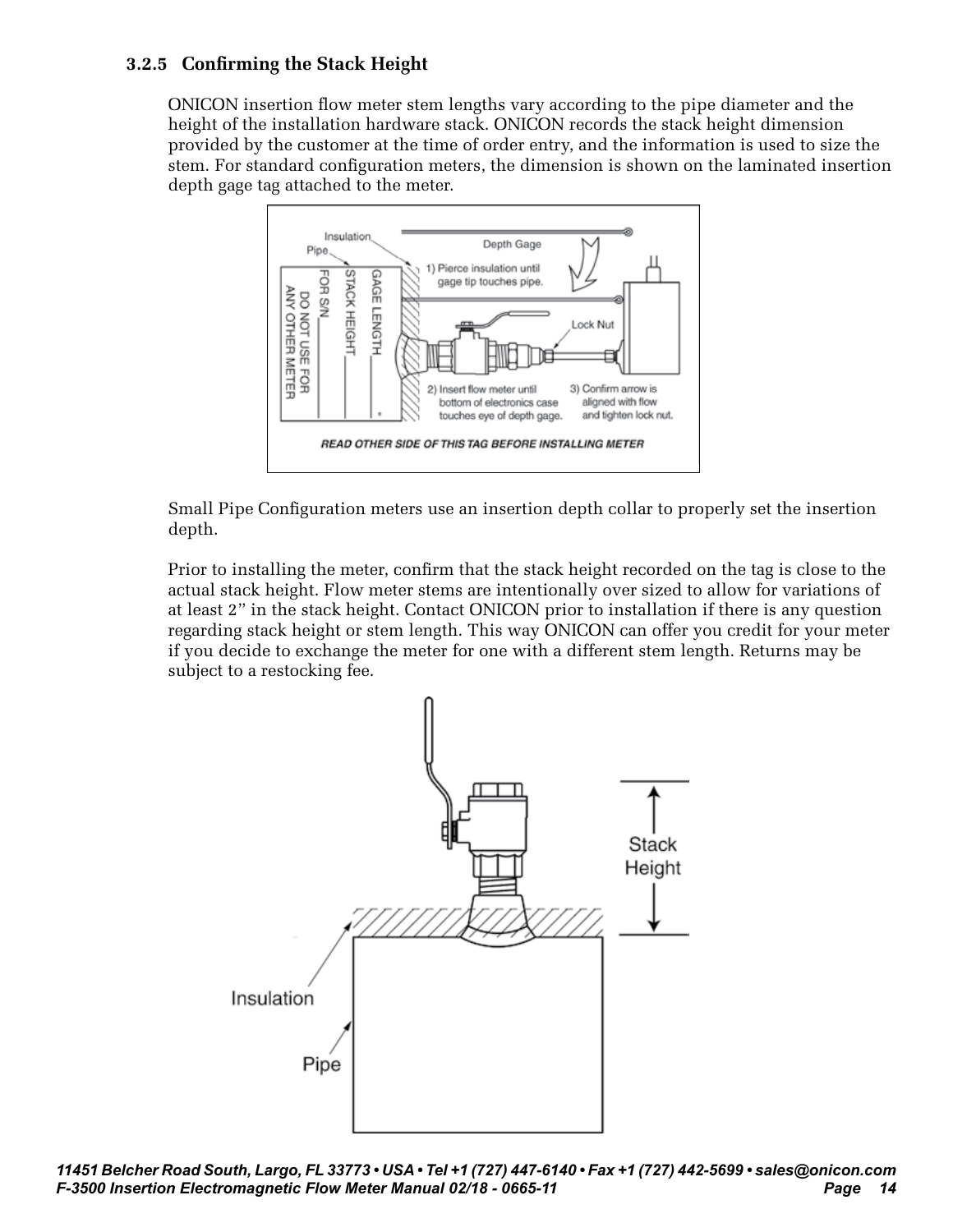### 3.2.5 Confirming the Stack Height

ONICON insertion flow meter stem lengths vary according to the pipe diameter and the height of the installation hardware stack. ONICON records the stack height dimension provided by the customer at the time of order entry, and the information is used to size the stem. For standard configuration meters, the dimension is shown on the laminated insertion depth gage tag attached to the meter.

Small Pipe Configuration meters use an insertion depth collar to properly set the insertion depth.

Prior to installing the meter, confirm that the stack height recorded on the tag is close to the actual stack height. Flow meter stems are intentionally over sized to allow for variations of at least 2" in the stack height. Contact ONICON prior to installation if there is any question regarding stack height or stem length. This way ONICON can offer you credit for your meter if you decide to exchange the meter for one with a different stem length. Returns may be subject to a restocking fee.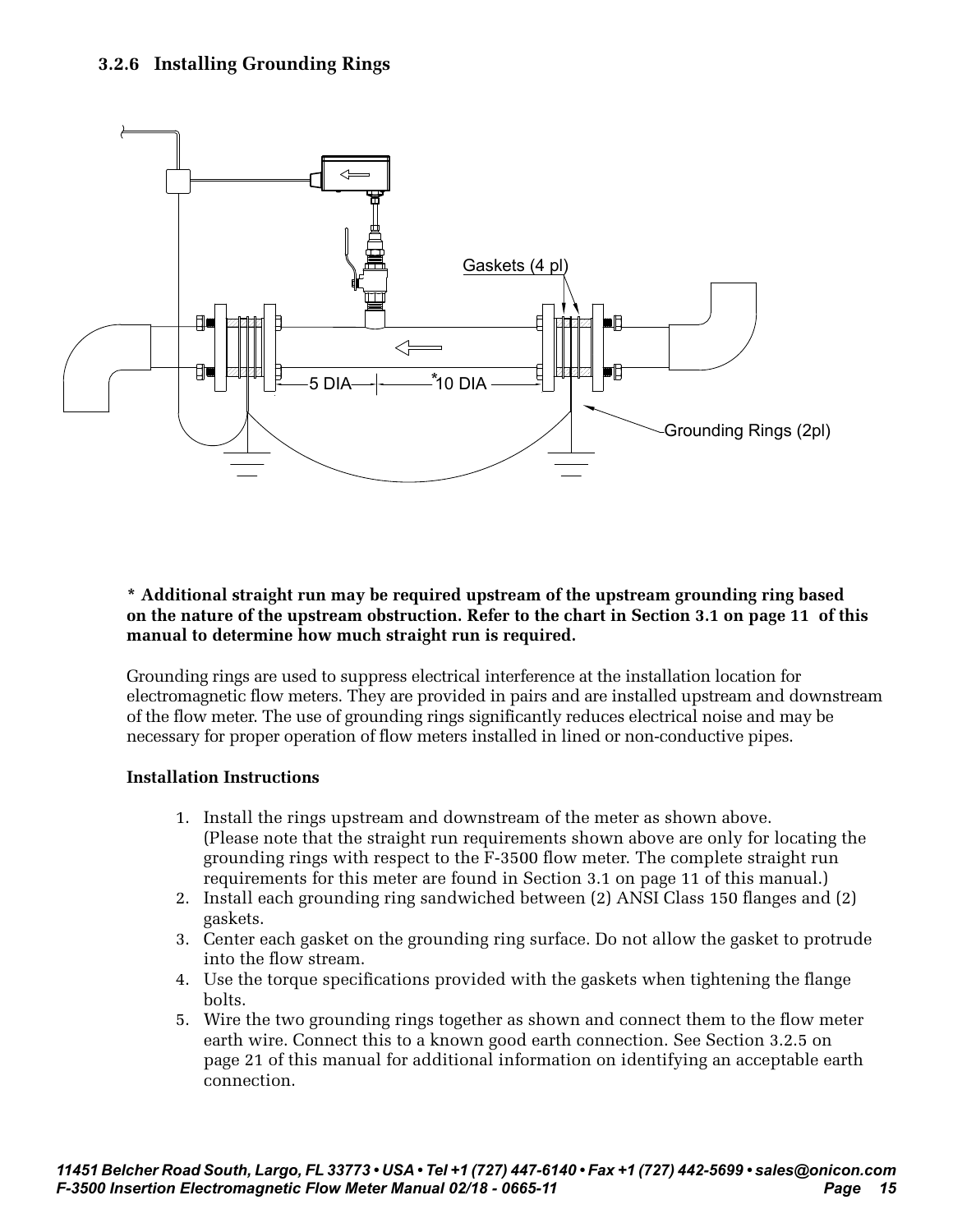### 3.2.6 Installing Grounding Rings

**\* Additional straight run may be required upstream of the upstream grounding ring based on the nature of the upstream obstruction. Refer to the chart in Section 3.1 on page 11 of this manual to determine how much straight run is required.**

Grounding rings are used to suppress electrical interference at the installation location for electromagnetic flow meters. They are provided in pairs and are installed upstream and downstream of the flow meter. The use of grounding rings significantly reduces electrical noise and may be necessary for proper operation of flow meters installed in lined or non-conductive pipes.

**Installation Instructions**

1. Install the rings upstream and downstream of the meter as shown above.
   (Please note that the straight run requirements shown above are only for locating the grounding rings with respect to the F-3500 flow meter. The complete straight run requirements for this meter are found in Section 3.1 on page 11 of this manual.)
2. Install each grounding ring sandwiched between (2) ANSI Class 150 flanges and (2) gaskets.
3. Center each gasket on the grounding ring surface. Do not allow the gasket to protrude into the flow stream.
4. Use the torque specifications provided with the gaskets when tightening the flange bolts.
5. Wire the two grounding rings together as shown and connect them to the flow meter earth wire. Connect this to a known good earth connection. See Section 3.2.5 on page 21 of this manual for additional information on identifying an acceptable earth connection.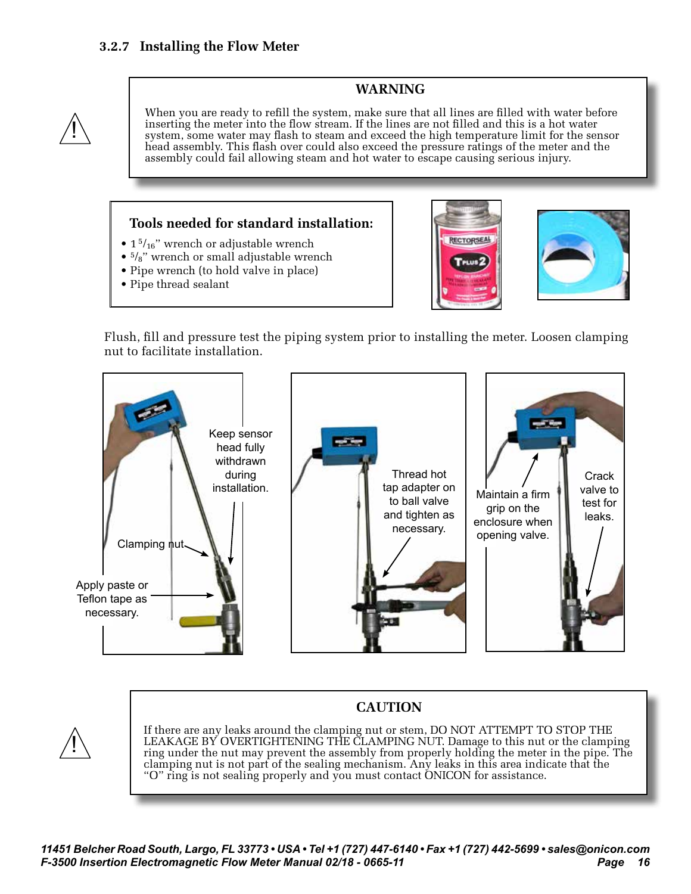### 3.2.7 Installing the Flow Meter

**WARNING**

When you are ready to refill the system, make sure that all lines are filled with water before inserting the meter into the flow stream. If the lines are not filled and this is a hot water system, some water may flash to steam and exceed the high temperature limit for the sensor head assembly. This flash over could also exceed the pressure ratings of the meter and the assembly could fail allowing steam and hot water to escape causing serious injury.

**Tools needed for standard installation:**

- 1 5/16" wrench or adjustable wrench
- 5/8" wrench or small adjustable wrench
- Pipe wrench (to hold valve in place)
- Pipe thread sealant

Flush, fill and pressure test the piping system prior to installing the meter. Loosen clamping nut to facilitate installation.

Keep sensor head fully withdrawn during installation.

Clamping nut

Apply paste or Teflon tape as necessary.

Thread hot tap adapter on to ball valve and tighten as necessary.

Maintain a firm grip on the enclosure when opening valve.

Crack valve to test for leaks.

**CAUTION**

If there are any leaks around the clamping nut or stem, DO NOT ATTEMPT TO STOP THE LEAKAGE BY OVERTIGHTENING THE CLAMPING NUT. Damage to this nut or the clamping ring under the nut may prevent the assembly from properly holding the meter in the pipe. The clamping nut is not part of the sealing mechanism. Any leaks in this area indicate that the "O" ring is not sealing properly and you must contact ONICON for assistance.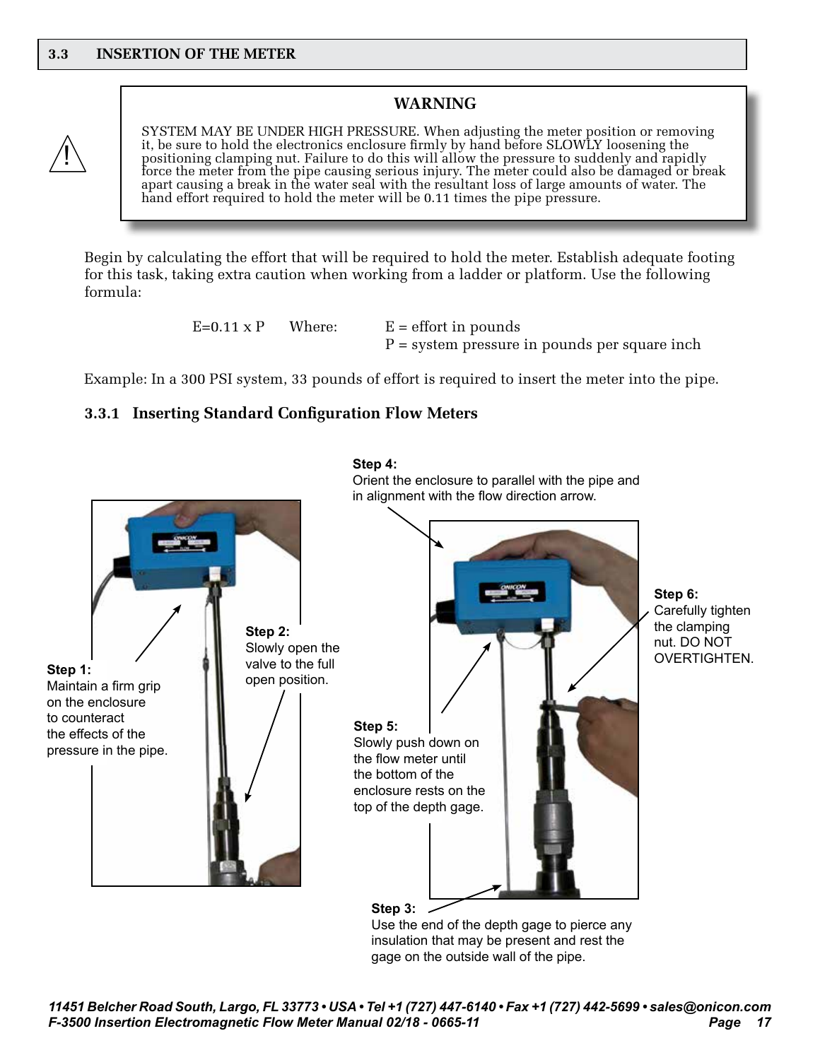## 3.3 INSERTION OF THE METER

> **WARNING**
>
> SYSTEM MAY BE UNDER HIGH PRESSURE. When adjusting the meter position or removing it, be sure to hold the electronics enclosure firmly by hand before SLOWLY loosening the positioning clamping nut. Failure to do this will allow the pressure to suddenly and rapidly force the meter from the pipe causing serious injury. The meter could also be damaged or break apart causing a break in the water seal with the resultant loss of large amounts of water. The hand effort required to hold the meter will be 0.11 times the pipe pressure.

Begin by calculating the effort that will be required to hold the meter. Establish adequate footing for this task, taking extra caution when working from a ladder or platform. Use the following formula:

$E = 0.11 \times P$ Where: E = effort in pounds
P = system pressure in pounds per square inch

Example: In a 300 PSI system, 33 pounds of effort is required to insert the meter into the pipe.

### 3.3.1 Inserting Standard Configuration Flow Meters

**Step 1:** Maintain a firm grip on the enclosure to counteract the effects of the pressure in the pipe.

**Step 2:** Slowly open the valve to the full open position.

**Step 3:** Use the end of the depth gage to pierce any insulation that may be present and rest the gage on the outside wall of the pipe.

**Step 4:** Orient the enclosure to parallel with the pipe and in alignment with the flow direction arrow.

**Step 5:** Slowly push down on the flow meter until the bottom of the enclosure rests on the top of the depth gage.

**Step 6:** Carefully tighten the clamping nut. DO NOT OVERTIGHTEN.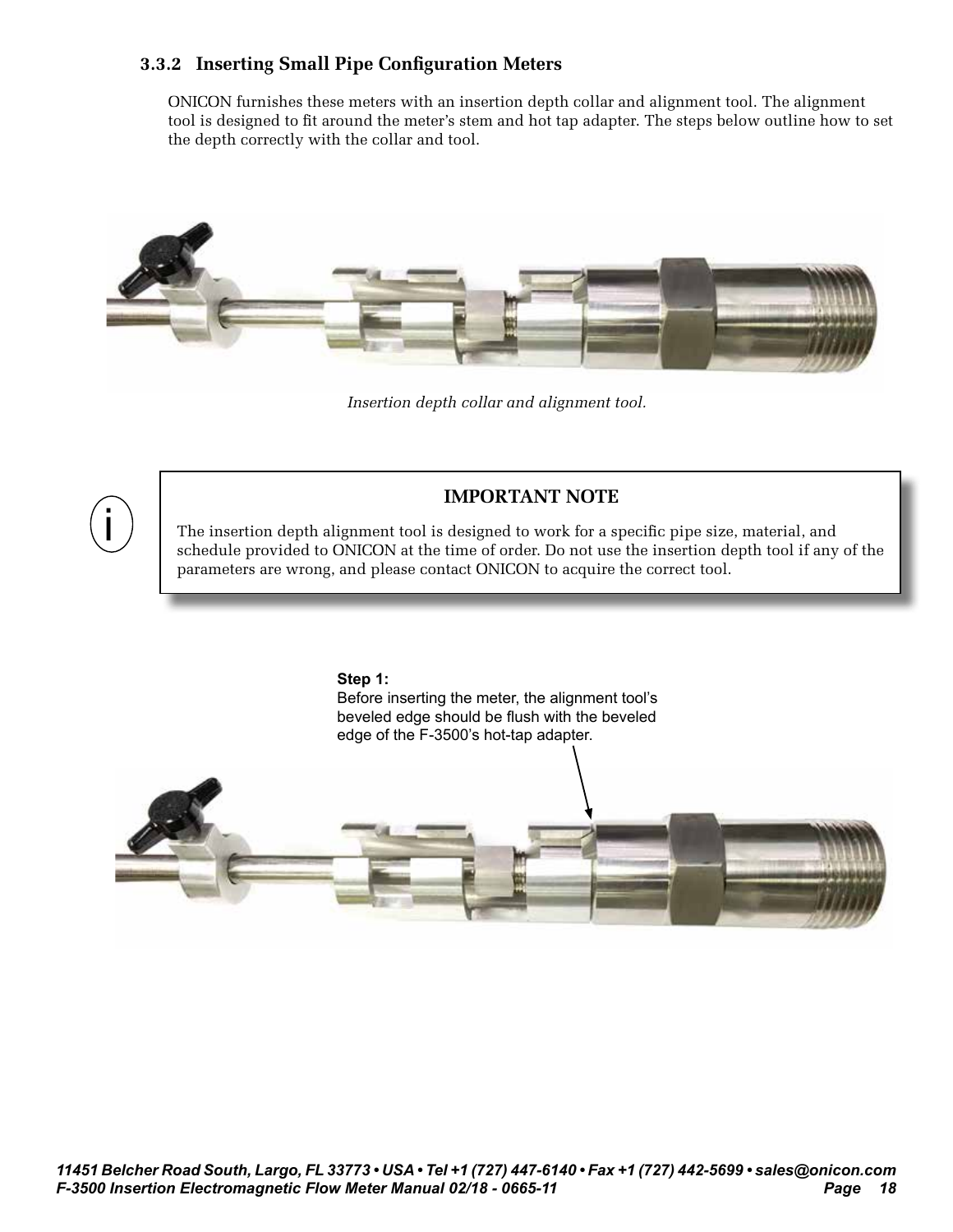### 3.3.2 Inserting Small Pipe Configuration Meters

ONICON furnishes these meters with an insertion depth collar and alignment tool. The alignment tool is designed to fit around the meter's stem and hot tap adapter. The steps below outline how to set the depth correctly with the collar and tool.

*Insertion depth collar and alignment tool.*

**IMPORTANT NOTE**

The insertion depth alignment tool is designed to work for a specific pipe size, material, and schedule provided to ONICON at the time of order. Do not use the insertion depth tool if any of the parameters are wrong, and please contact ONICON to acquire the correct tool.

**Step 1:**
Before inserting the meter, the alignment tool's beveled edge should be flush with the beveled edge of the F-3500's hot-tap adapter.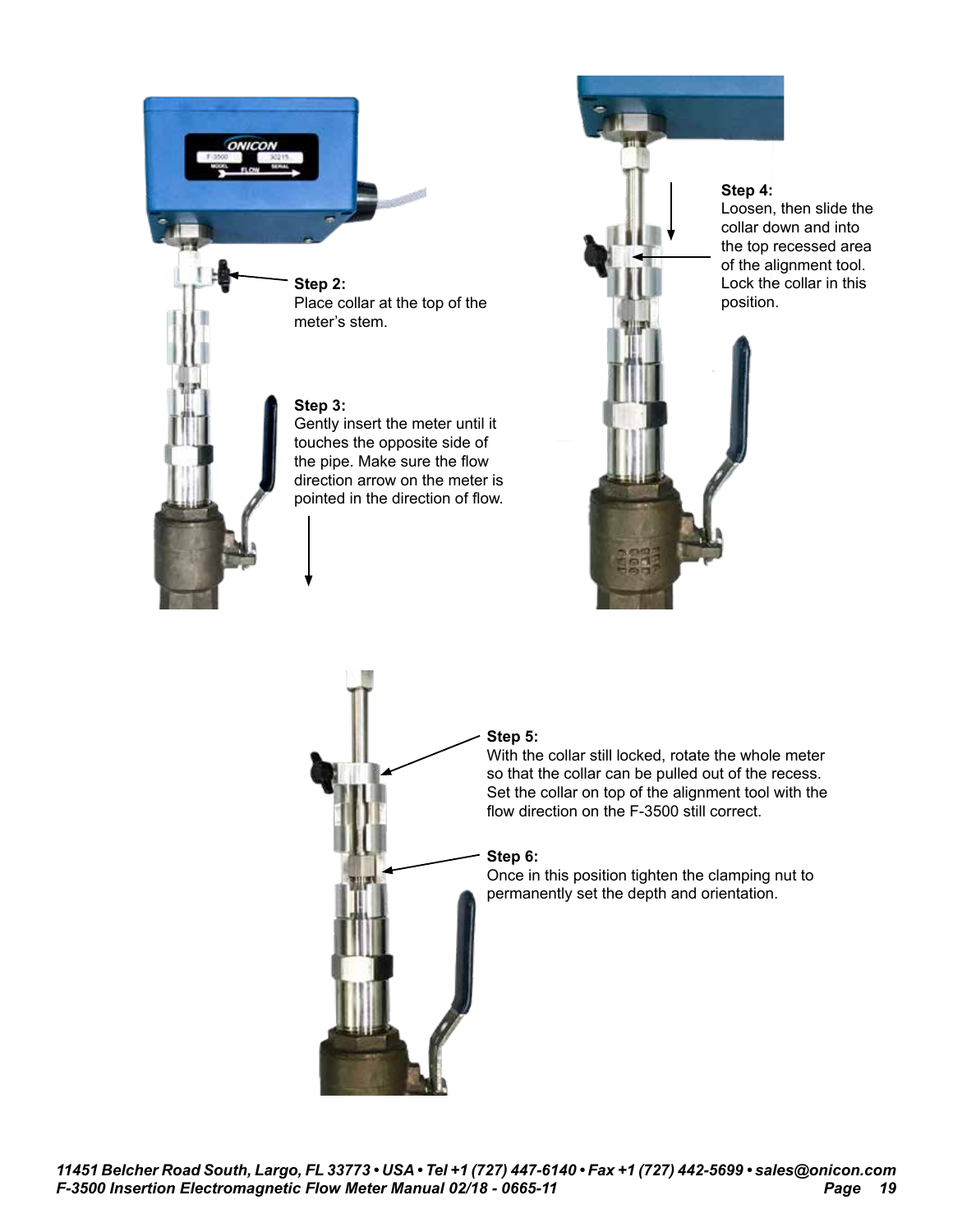**Step 2:**
Place collar at the top of the meter's stem.

**Step 3:**
Gently insert the meter until it touches the opposite side of the pipe. Make sure the flow direction arrow on the meter is pointed in the direction of flow.

**Step 4:**
Loosen, then slide the collar down and into the top recessed area of the alignment tool. Lock the collar in this position.

**Step 5:**
With the collar still locked, rotate the whole meter so that the collar can be pulled out of the recess. Set the collar on top of the alignment tool with the flow direction on the F-3500 still correct.

**Step 6:**
Once in this position tighten the clamping nut to permanently set the depth and orientation.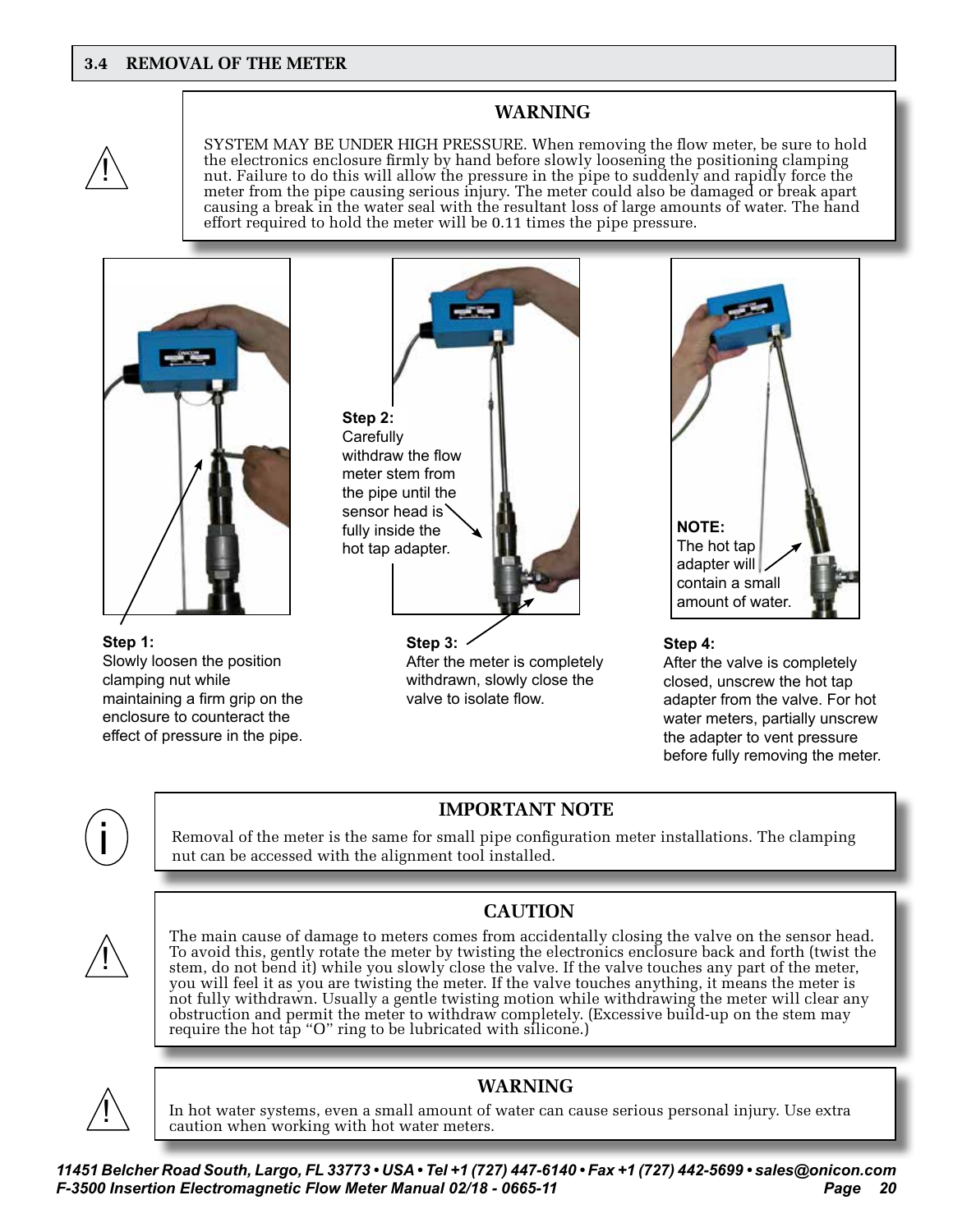## 3.4 REMOVAL OF THE METER

**WARNING**

SYSTEM MAY BE UNDER HIGH PRESSURE. When removing the flow meter, be sure to hold the electronics enclosure firmly by hand before slowly loosening the positioning clamping nut. Failure to do this will allow the pressure in the pipe to suddenly and rapidly force the meter from the pipe causing serious injury. The meter could also be damaged or break apart causing a break in the water seal with the resultant loss of large amounts of water. The hand effort required to hold the meter will be 0.11 times the pipe pressure.

**Step 1:**
Slowly loosen the position clamping nut while maintaining a firm grip on the enclosure to counteract the effect of pressure in the pipe.

**Step 2:**
Carefully withdraw the flow meter stem from the pipe until the sensor head is fully inside the hot tap adapter.

**Step 3:**
After the meter is completely withdrawn, slowly close the valve to isolate flow.

**Step 4:**
After the valve is completely closed, unscrew the hot tap adapter from the valve. For hot water meters, partially unscrew the adapter to vent pressure before fully removing the meter.

**NOTE:**
The hot tap adapter will contain a small amount of water.

**IMPORTANT NOTE**

Removal of the meter is the same for small pipe configuration meter installations. The clamping nut can be accessed with the alignment tool installed.

**CAUTION**

The main cause of damage to meters comes from accidentally closing the valve on the sensor head. To avoid this, gently rotate the meter by twisting the electronics enclosure back and forth (twist the stem, do not bend it) while you slowly close the valve. If the valve touches any part of the meter, you will feel it as you are twisting the meter. If the valve touches anything, it means the meter is not fully withdrawn. Usually a gentle twisting motion while withdrawing the meter will clear any obstruction and permit the meter to withdraw completely. (Excessive build-up on the stem may require the hot tap "O" ring to be lubricated with silicone.)

**WARNING**

In hot water systems, even a small amount of water can cause serious personal injury. Use extra caution when working with hot water meters.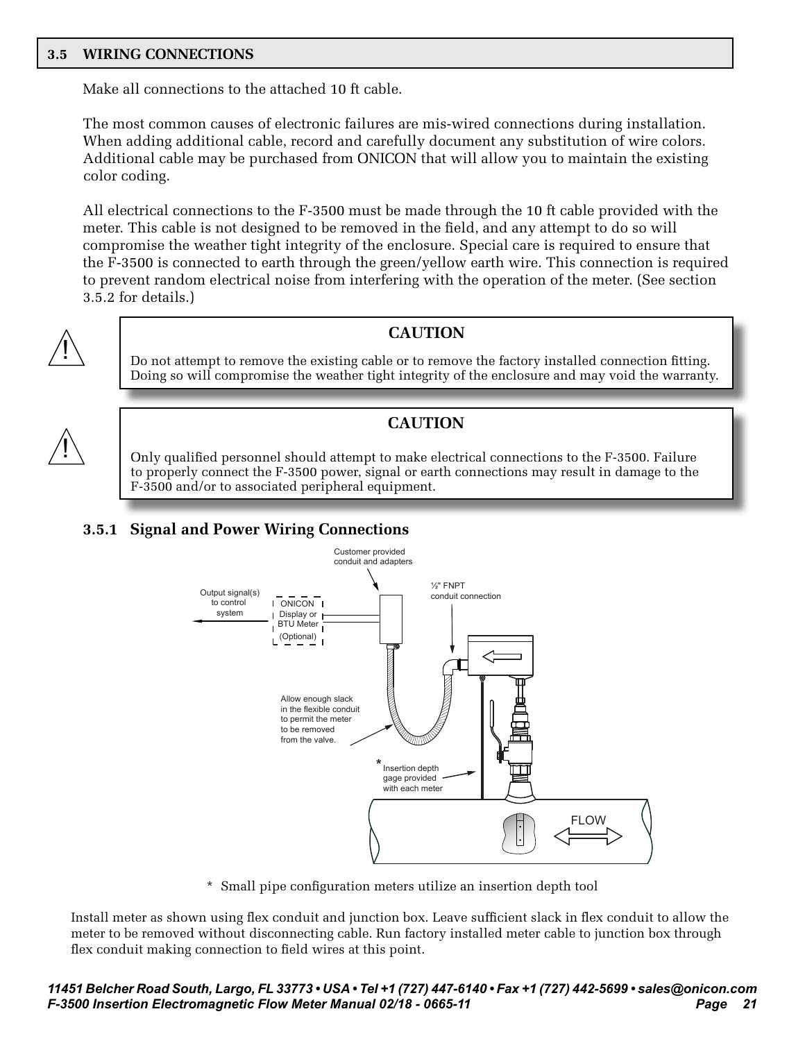## 3.5 WIRING CONNECTIONS

Make all connections to the attached 10 ft cable.

The most common causes of electronic failures are mis-wired connections during installation. When adding additional cable, record and carefully document any substitution of wire colors. Additional cable may be purchased from ONICON that will allow you to maintain the existing color coding.

All electrical connections to the F-3500 must be made through the 10 ft cable provided with the meter. This cable is not designed to be removed in the field, and any attempt to do so will compromise the weather tight integrity of the enclosure. Special care is required to ensure that the F-3500 is connected to earth through the green/yellow earth wire. This connection is required to prevent random electrical noise from interfering with the operation of the meter. (See section 3.5.2 for details.)

> **CAUTION**
>
> Do not attempt to remove the existing cable or to remove the factory installed connection fitting. Doing so will compromise the weather tight integrity of the enclosure and may void the warranty.

> **CAUTION**
>
> Only qualified personnel should attempt to make electrical connections to the F-3500. Failure to properly connect the F-3500 power, signal or earth connections may result in damage to the F-3500 and/or to associated peripheral equipment.

### 3.5.1 Signal and Power Wiring Connections

Customer provided conduit and adapters

Output signal(s) to control system

ONICON Display or BTU Meter (Optional)

½" FNPT conduit connection

Allow enough slack in the flexible conduit to permit the meter to be removed from the valve.

* Insertion depth gage provided with each meter

FLOW

* Small pipe configuration meters utilize an insertion depth tool

Install meter as shown using flex conduit and junction box. Leave sufficient slack in flex conduit to allow the meter to be removed without disconnecting cable. Run factory installed meter cable to junction box through flex conduit making connection to field wires at this point.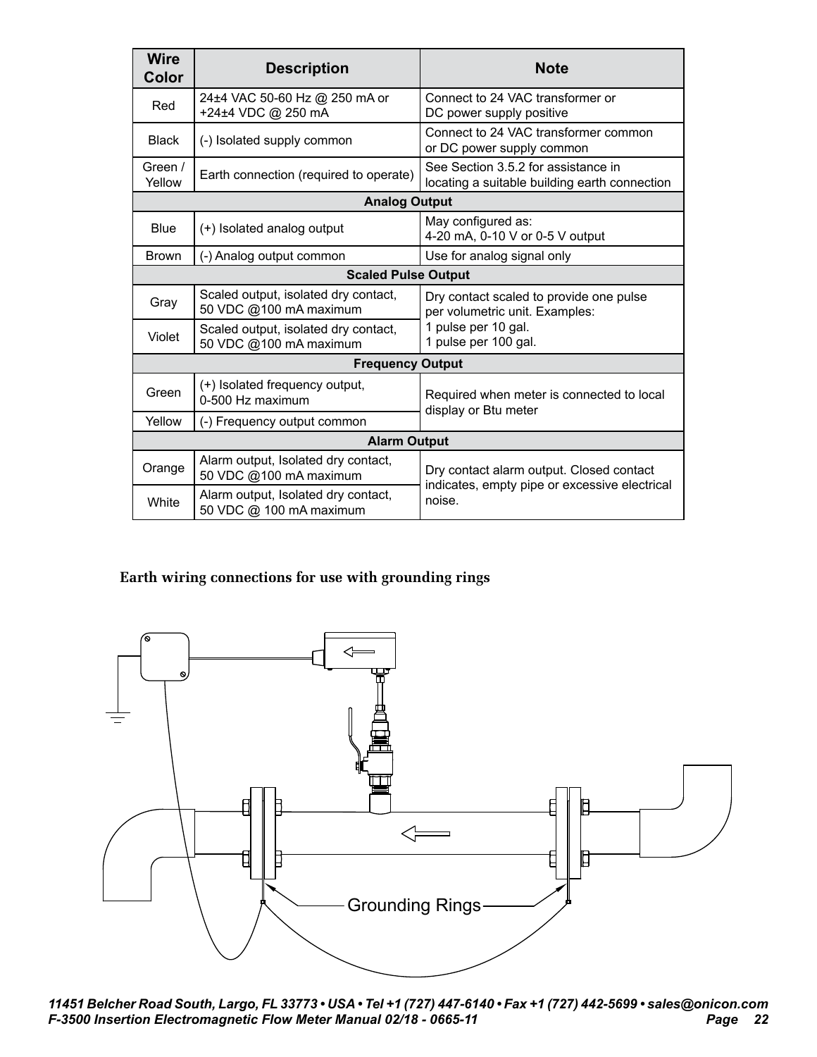| Wire Color | Description | Note |
|---|---|---|
| Red | 24±4 VAC 50-60 Hz @ 250 mA or +24±4 VDC @ 250 mA | Connect to 24 VAC transformer or DC power supply positive |
| Black | (-) Isolated supply common | Connect to 24 VAC transformer common or DC power supply common |
| Green / Yellow | Earth connection (required to operate) | See Section 3.5.2 for assistance in locating a suitable building earth connection |
| **Analog Output** | | |
| Blue | (+) Isolated analog output | May configured as: 4-20 mA, 0-10 V or 0-5 V output |
| Brown | (-) Analog output common | Use for analog signal only |
| **Scaled Pulse Output** | | |
| Gray | Scaled output, isolated dry contact, 50 VDC @100 mA maximum | Dry contact scaled to provide one pulse per volumetric unit. Examples: 1 pulse per 10 gal. 1 pulse per 100 gal. |
| Violet | Scaled output, isolated dry contact, 50 VDC @100 mA maximum | |
| **Frequency Output** | | |
| Green | (+) Isolated frequency output, 0-500 Hz maximum | Required when meter is connected to local display or Btu meter |
| Yellow | (-) Frequency output common | |
| **Alarm Output** | | |
| Orange | Alarm output, Isolated dry contact, 50 VDC @100 mA maximum | Dry contact alarm output. Closed contact indicates, empty pipe or excessive electrical noise. |
| White | Alarm output, Isolated dry contact, 50 VDC @ 100 mA maximum | |

**Earth wiring connections for use with grounding rings**

Grounding Rings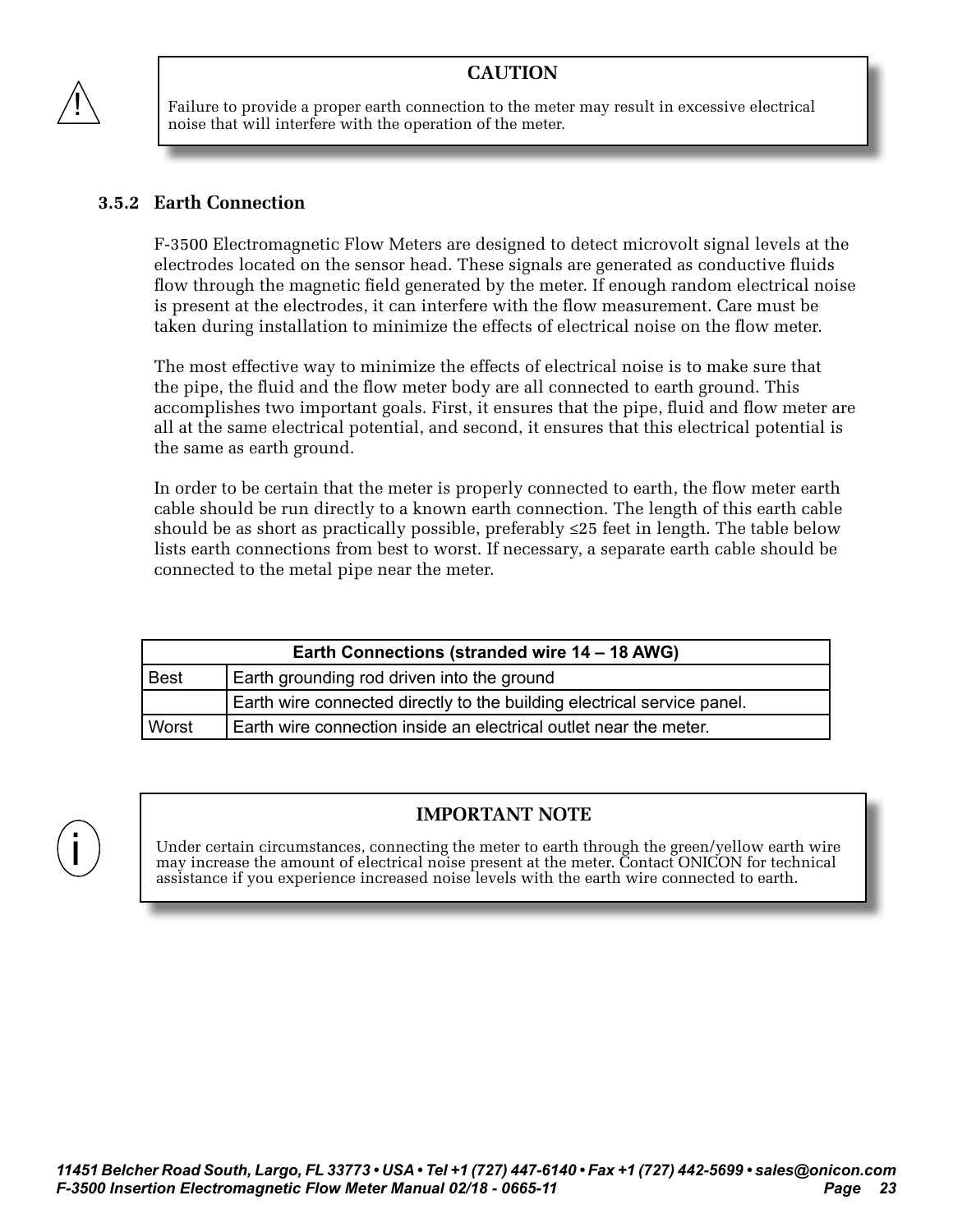**CAUTION**

Failure to provide a proper earth connection to the meter may result in excessive electrical noise that will interfere with the operation of the meter.

### 3.5.2 Earth Connection

F-3500 Electromagnetic Flow Meters are designed to detect microvolt signal levels at the electrodes located on the sensor head. These signals are generated as conductive fluids flow through the magnetic field generated by the meter. If enough random electrical noise is present at the electrodes, it can interfere with the flow measurement. Care must be taken during installation to minimize the effects of electrical noise on the flow meter.

The most effective way to minimize the effects of electrical noise is to make sure that the pipe, the fluid and the flow meter body are all connected to earth ground. This accomplishes two important goals. First, it ensures that the pipe, fluid and flow meter are all at the same electrical potential, and second, it ensures that this electrical potential is the same as earth ground.

In order to be certain that the meter is properly connected to earth, the flow meter earth cable should be run directly to a known earth connection. The length of this earth cable should be as short as practically possible, preferably ≤25 feet in length. The table below lists earth connections from best to worst. If necessary, a separate earth cable should be connected to the metal pipe near the meter.

| Earth Connections (stranded wire 14 – 18 AWG) | |
|---|---|
| Best | Earth grounding rod driven into the ground |
| | Earth wire connected directly to the building electrical service panel. |
| Worst | Earth wire connection inside an electrical outlet near the meter. |

**IMPORTANT NOTE**

Under certain circumstances, connecting the meter to earth through the green/yellow earth wire may increase the amount of electrical noise present at the meter. Contact ONICON for technical assistance if you experience increased noise levels with the earth wire connected to earth.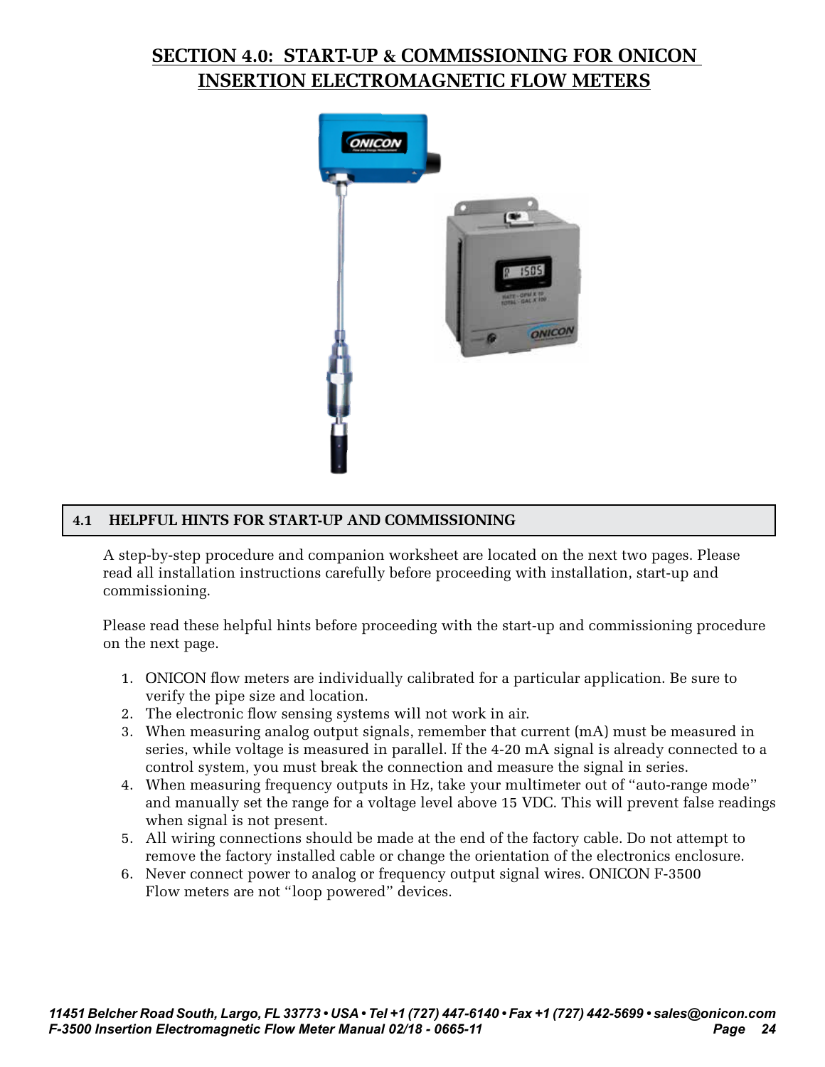# SECTION 4.0: START-UP & COMMISSIONING FOR ONICON INSERTION ELECTROMAGNETIC FLOW METERS

## 4.1 HELPFUL HINTS FOR START-UP AND COMMISSIONING

A step-by-step procedure and companion worksheet are located on the next two pages. Please read all installation instructions carefully before proceeding with installation, start-up and commissioning.

Please read these helpful hints before proceeding with the start-up and commissioning procedure on the next page.

1. ONICON flow meters are individually calibrated for a particular application. Be sure to verify the pipe size and location.
2. The electronic flow sensing systems will not work in air.
3. When measuring analog output signals, remember that current (mA) must be measured in series, while voltage is measured in parallel. If the 4-20 mA signal is already connected to a control system, you must break the connection and measure the signal in series.
4. When measuring frequency outputs in Hz, take your multimeter out of "auto-range mode" and manually set the range for a voltage level above 15 VDC. This will prevent false readings when signal is not present.
5. All wiring connections should be made at the end of the factory cable. Do not attempt to remove the factory installed cable or change the orientation of the electronics enclosure.
6. Never connect power to analog or frequency output signal wires. ONICON F-3500 Flow meters are not "loop powered" devices.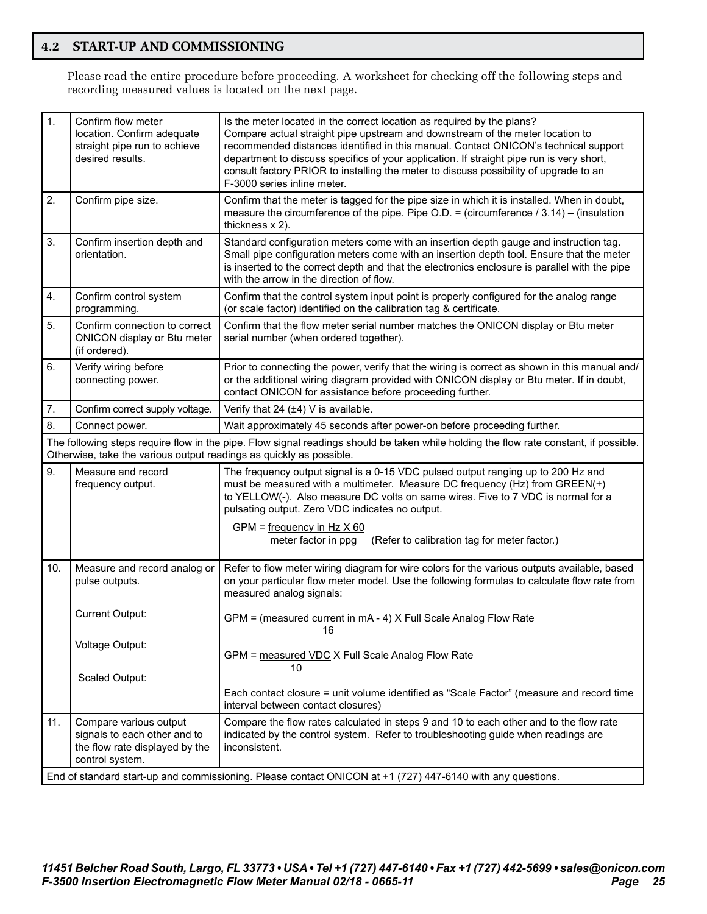## 4.2 START-UP AND COMMISSIONING

Please read the entire procedure before proceeding. A worksheet for checking off the following steps and recording measured values is located on the next page.

| | | |
|---|---|---|
| 1. | Confirm flow meter location. Confirm adequate straight pipe run to achieve desired results. | Is the meter located in the correct location as required by the plans? Compare actual straight pipe upstream and downstream of the meter location to recommended distances identified in this manual. Contact ONICON's technical support department to discuss specifics of your application. If straight pipe run is very short, consult factory PRIOR to installing the meter to discuss possibility of upgrade to an F-3000 series inline meter. |
| 2. | Confirm pipe size. | Confirm that the meter is tagged for the pipe size in which it is installed. When in doubt, measure the circumference of the pipe. Pipe O.D. = (circumference / 3.14) – (insulation thickness x 2). |
| 3. | Confirm insertion depth and orientation. | Standard configuration meters come with an insertion depth gauge and instruction tag. Small pipe configuration meters come with an insertion depth tool. Ensure that the meter is inserted to the correct depth and that the electronics enclosure is parallel with the pipe with the arrow in the direction of flow. |
| 4. | Confirm control system programming. | Confirm that the control system input point is properly configured for the analog range (or scale factor) identified on the calibration tag & certificate. |
| 5. | Confirm connection to correct ONICON display or Btu meter (if ordered). | Confirm that the flow meter serial number matches the ONICON display or Btu meter serial number (when ordered together). |
| 6. | Verify wiring before connecting power. | Prior to connecting the power, verify that the wiring is correct as shown in this manual and/or the additional wiring diagram provided with ONICON display or Btu meter. If in doubt, contact ONICON for assistance before proceeding further. |
| 7. | Confirm correct supply voltage. | Verify that 24 (±4) V is available. |
| 8. | Connect power. | Wait approximately 45 seconds after power-on before proceeding further. |
| The following steps require flow in the pipe. Flow signal readings should be taken while holding the flow rate constant, if possible. Otherwise, take the various output readings as quickly as possible. | | |
| 9. | Measure and record frequency output. | The frequency output signal is a 0-15 VDC pulsed output ranging up to 200 Hz and must be measured with a multimeter. Measure DC frequency (Hz) from GREEN(+) to YELLOW(-). Also measure DC volts on same wires. Five to 7 VDC is normal for a pulsating output. Zero VDC indicates no output. $GPM = \frac{\text{frequency in Hz X 60}}{\text{meter factor in ppg}}$ (Refer to calibration tag for meter factor.) |
| 10. | Measure and record analog or pulse outputs. Current Output: Voltage Output: Scaled Output: | Refer to flow meter wiring diagram for wire colors for the various outputs available, based on your particular flow meter model. Use the following formulas to calculate flow rate from measured analog signals: $GPM = \frac{\text{(measured current in mA - 4)}}{16}$ X Full Scale Analog Flow Rate; $GPM = \frac{\text{measured VDC}}{10}$ X Full Scale Analog Flow Rate; Each contact closure = unit volume identified as "Scale Factor" (measure and record time interval between contact closures) |
| 11. | Compare various output signals to each other and to the flow rate displayed by the control system. | Compare the flow rates calculated in steps 9 and 10 to each other and to the flow rate indicated by the control system. Refer to troubleshooting guide when readings are inconsistent. |
| End of standard start-up and commissioning. Please contact ONICON at +1 (727) 447-6140 with any questions. | | |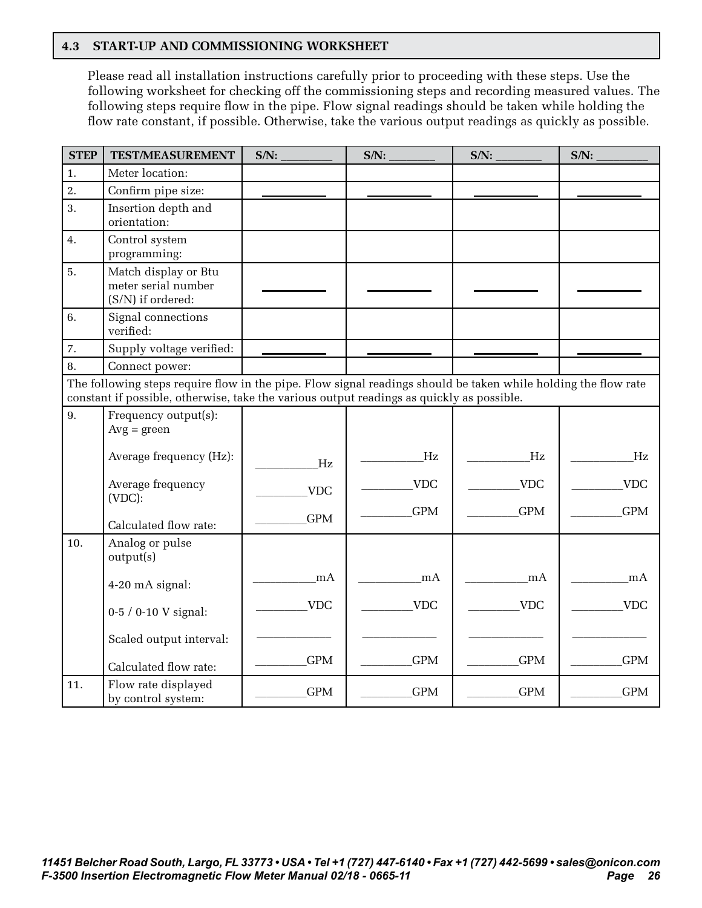## 4.3 START-UP AND COMMISSIONING WORKSHEET

Please read all installation instructions carefully prior to proceeding with these steps. Use the following worksheet for checking off the commissioning steps and recording measured values. The following steps require flow in the pipe. Flow signal readings should be taken while holding the flow rate constant, if possible. Otherwise, take the various output readings as quickly as possible.

| STEP | TEST/MEASUREMENT | S/N: ________ | S/N: ________ | S/N: ________ | S/N: ________ |
|---|---|---|---|---|---|
| 1. | Meter location: | | | | |
| 2. | Confirm pipe size: | __________ | __________ | __________ | __________ |
| 3. | Insertion depth and orientation: | | | | |
| 4. | Control system programming: | | | | |
| 5. | Match display or Btu meter serial number (S/N) if ordered: | __________ | __________ | __________ | __________ |
| 6. | Signal connections verified: | | | | |
| 7. | Supply voltage verified: | __________ | __________ | __________ | __________ |
| 8. | Connect power: | | | | |
| The following steps require flow in the pipe. Flow signal readings should be taken while holding the flow rate constant if possible, otherwise, take the various output readings as quickly as possible. | | | | | |
| 9. | Frequency output(s): Avg = green<br><br>Average frequency (Hz):<br><br>Average frequency (VDC):<br><br>Calculated flow rate: | __________Hz<br><br>________VDC<br><br>________GPM | __________Hz<br><br>________VDC<br><br>________GPM | __________Hz<br><br>________VDC<br><br>________GPM | __________Hz<br><br>________VDC<br><br>________GPM |
| 10. | Analog or pulse output(s)<br><br>4-20 mA signal:<br><br>0-5 / 0-10 V signal:<br><br>Scaled output interval:<br><br>Calculated flow rate: | __________mA<br><br>________VDC<br><br>____________<br><br>________GPM | __________mA<br><br>________VDC<br><br>____________<br><br>________GPM | __________mA<br><br>________VDC<br><br>____________<br><br>________GPM | __________mA<br><br>________VDC<br><br>____________<br><br>________GPM |
| 11. | Flow rate displayed by control system: | ________GPM | ________GPM | ________GPM | ________GPM |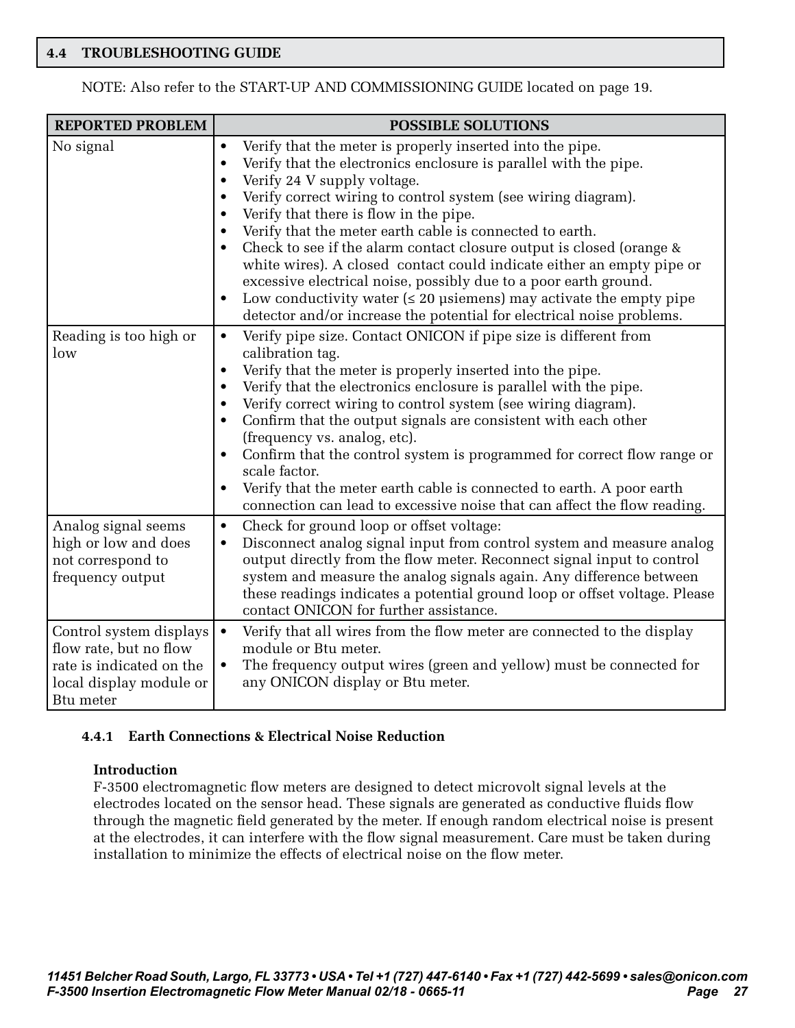## 4.4 TROUBLESHOOTING GUIDE

NOTE: Also refer to the START-UP AND COMMISSIONING GUIDE located on page 19.

| REPORTED PROBLEM | POSSIBLE SOLUTIONS |
|---|---|
| No signal | • Verify that the meter is properly inserted into the pipe.<br>• Verify that the electronics enclosure is parallel with the pipe.<br>• Verify 24 V supply voltage.<br>• Verify correct wiring to control system (see wiring diagram).<br>• Verify that there is flow in the pipe.<br>• Verify that the meter earth cable is connected to earth.<br>• Check to see if the alarm contact closure output is closed (orange & white wires). A closed contact could indicate either an empty pipe or excessive electrical noise, possibly due to a poor earth ground.<br>• Low conductivity water (≤ 20 µsiemens) may activate the empty pipe detector and/or increase the potential for electrical noise problems. |
| Reading is too high or low | • Verify pipe size. Contact ONICON if pipe size is different from calibration tag.<br>• Verify that the meter is properly inserted into the pipe.<br>• Verify that the electronics enclosure is parallel with the pipe.<br>• Verify correct wiring to control system (see wiring diagram).<br>• Confirm that the output signals are consistent with each other (frequency vs. analog, etc).<br>• Confirm that the control system is programmed for correct flow range or scale factor.<br>• Verify that the meter earth cable is connected to earth. A poor earth connection can lead to excessive noise that can affect the flow reading. |
| Analog signal seems high or low and does not correspond to frequency output | • Check for ground loop or offset voltage:<br>• Disconnect analog signal input from control system and measure analog output directly from the flow meter. Reconnect signal input to control system and measure the analog signals again. Any difference between these readings indicates a potential ground loop or offset voltage. Please contact ONICON for further assistance. |
| Control system displays flow rate, but no flow rate is indicated on the local display module or Btu meter | • Verify that all wires from the flow meter are connected to the display module or Btu meter.<br>• The frequency output wires (green and yellow) must be connected for any ONICON display or Btu meter. |

### 4.4.1 Earth Connections & Electrical Noise Reduction

**Introduction**

F-3500 electromagnetic flow meters are designed to detect microvolt signal levels at the electrodes located on the sensor head. These signals are generated as conductive fluids flow through the magnetic field generated by the meter. If enough random electrical noise is present at the electrodes, it can interfere with the flow signal measurement. Care must be taken during installation to minimize the effects of electrical noise on the flow meter.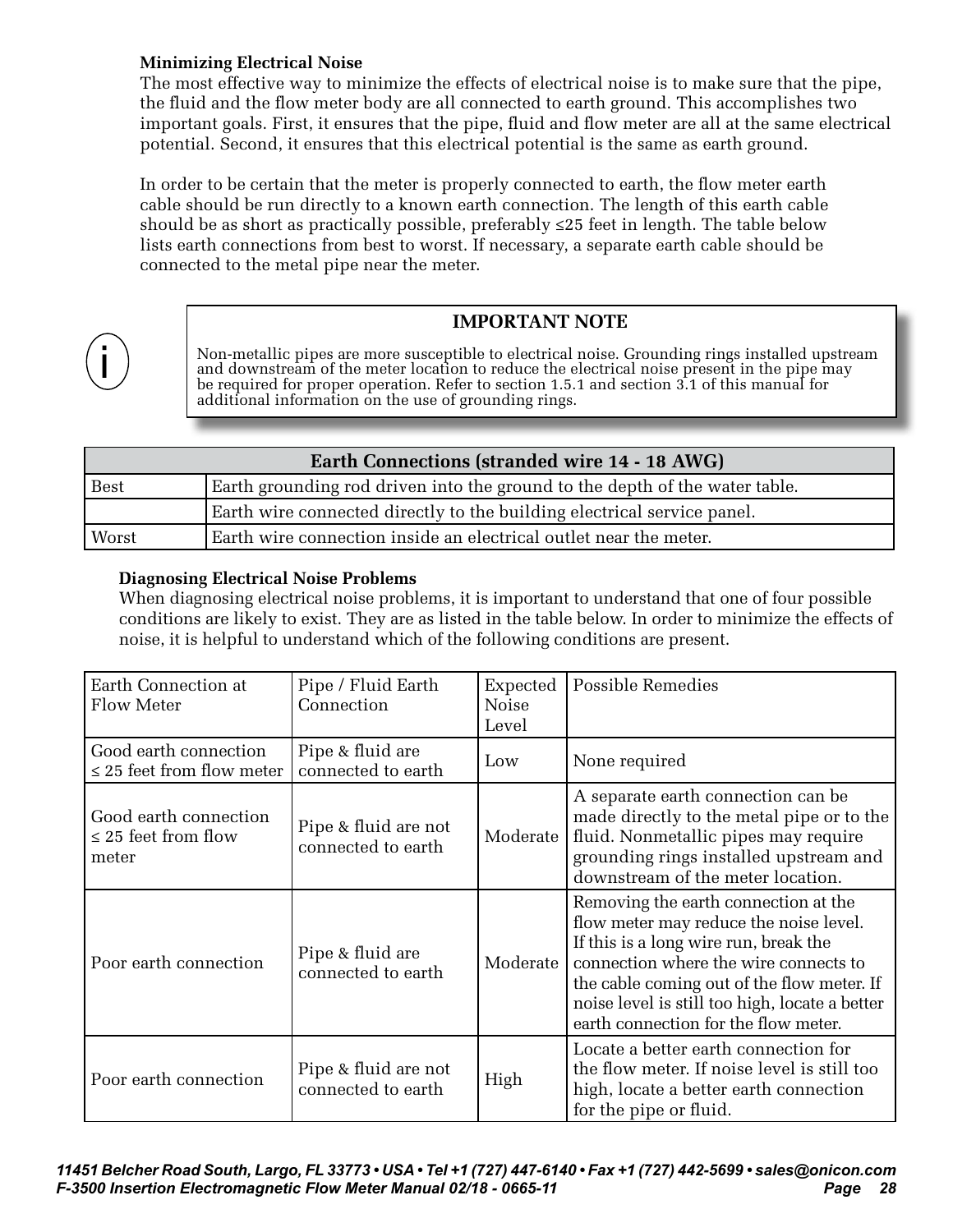### Minimizing Electrical Noise

The most effective way to minimize the effects of electrical noise is to make sure that the pipe, the fluid and the flow meter body are all connected to earth ground. This accomplishes two important goals. First, it ensures that the pipe, fluid and flow meter are all at the same electrical potential. Second, it ensures that this electrical potential is the same as earth ground.

In order to be certain that the meter is properly connected to earth, the flow meter earth cable should be run directly to a known earth connection. The length of this earth cable should be as short as practically possible, preferably ≤25 feet in length. The table below lists earth connections from best to worst. If necessary, a separate earth cable should be connected to the metal pipe near the meter.

> **IMPORTANT NOTE**
>
> Non-metallic pipes are more susceptible to electrical noise. Grounding rings installed upstream and downstream of the meter location to reduce the electrical noise present in the pipe may be required for proper operation. Refer to section 1.5.1 and section 3.1 of this manual for additional information on the use of grounding rings.

| Earth Connections (stranded wire 14 - 18 AWG) | |
|---|---|
| Best | Earth grounding rod driven into the ground to the depth of the water table. |
| | Earth wire connected directly to the building electrical service panel. |
| Worst | Earth wire connection inside an electrical outlet near the meter. |

### Diagnosing Electrical Noise Problems

When diagnosing electrical noise problems, it is important to understand that one of four possible conditions are likely to exist. They are as listed in the table below. In order to minimize the effects of noise, it is helpful to understand which of the following conditions are present.

| Earth Connection at Flow Meter | Pipe / Fluid Earth Connection | Expected Noise Level | Possible Remedies |
|---|---|---|---|
| Good earth connection ≤ 25 feet from flow meter | Pipe & fluid are connected to earth | Low | None required |
| Good earth connection ≤ 25 feet from flow meter | Pipe & fluid are not connected to earth | Moderate | A separate earth connection can be made directly to the metal pipe or to the fluid. Nonmetallic pipes may require grounding rings installed upstream and downstream of the meter location. |
| Poor earth connection | Pipe & fluid are connected to earth | Moderate | Removing the earth connection at the flow meter may reduce the noise level. If this is a long wire run, break the connection where the wire connects to the cable coming out of the flow meter. If noise level is still too high, locate a better earth connection for the flow meter. |
| Poor earth connection | Pipe & fluid are not connected to earth | High | Locate a better earth connection for the flow meter. If noise level is still too high, locate a better earth connection for the pipe or fluid. |